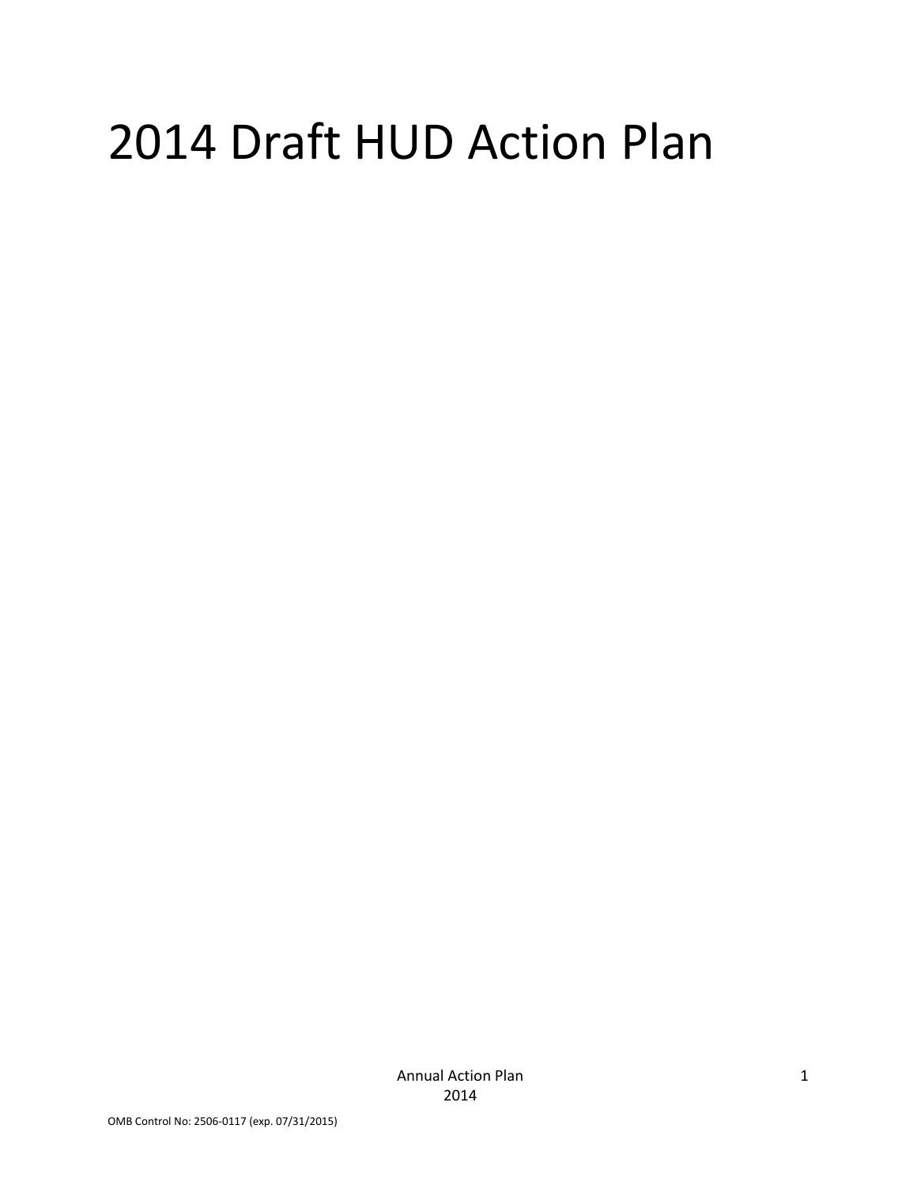# 2014 Draft HUD Action Plan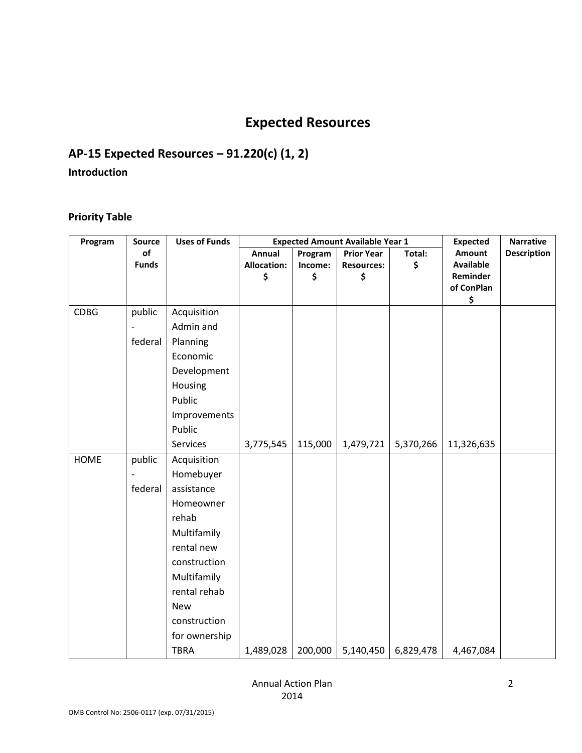# Expected Resources

## AP-15 Expected Resources – 91.220(c) (1, 2)

### Introduction

### Priority Table

| Program | Source of Funds | Uses of Funds | Expected Amount Available Year 1 | | | | Expected Amount Available Reminder of ConPlan $ | Narrative Description |
|---|---|---|---|---|---|---|---|---|
| | | | Annual Allocation: $ | Program Income: $ | Prior Year Resources: $ | Total: $ | | |
| CDBG | public - federal | Acquisition Admin and Planning Economic Development Housing Public Improvements Public Services | 3,775,545 | 115,000 | 1,479,721 | 5,370,266 | 11,326,635 | |
| HOME | public - federal | Acquisition Homebuyer assistance Homeowner rehab Multifamily rental new construction Multifamily rental rehab New construction for ownership TBRA | 1,489,028 | 200,000 | 5,140,450 | 6,829,478 | 4,467,084 | |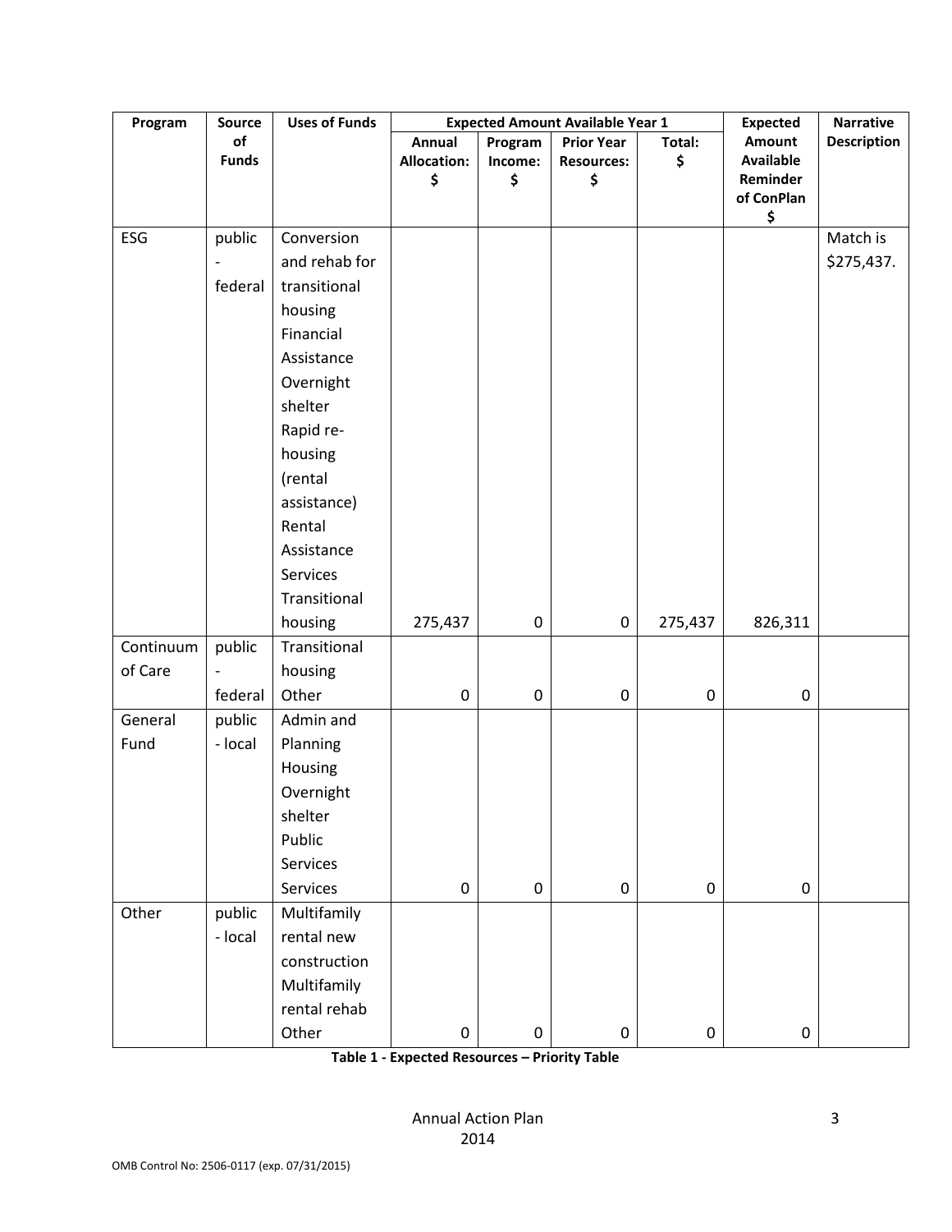| Program | Source of Funds | Uses of Funds | Expected Amount Available Year 1 | | | | Expected Amount Available Reminder of ConPlan $ | Narrative Description |
|---|---|---|---|---|---|---|---|---|
| | | | Annual Allocation: $ | Program Income: $ | Prior Year Resources: $ | Total: $ | | |
| ESG | public - federal | Conversion and rehab for transitional housing Financial Assistance Overnight shelter Rapid re-housing (rental assistance) Rental Assistance Services Transitional housing | 275,437 | 0 | 0 | 275,437 | 826,311 | Match is $275,437. |
| Continuum of Care | public - federal | Transitional housing Other | 0 | 0 | 0 | 0 | 0 | |
| General Fund | public - local | Admin and Planning Housing Overnight shelter Public Services Services | 0 | 0 | 0 | 0 | 0 | |
| Other | public - local | Multifamily rental new construction Multifamily rental rehab Other | 0 | 0 | 0 | 0 | 0 | |

**Table 1 - Expected Resources – Priority Table**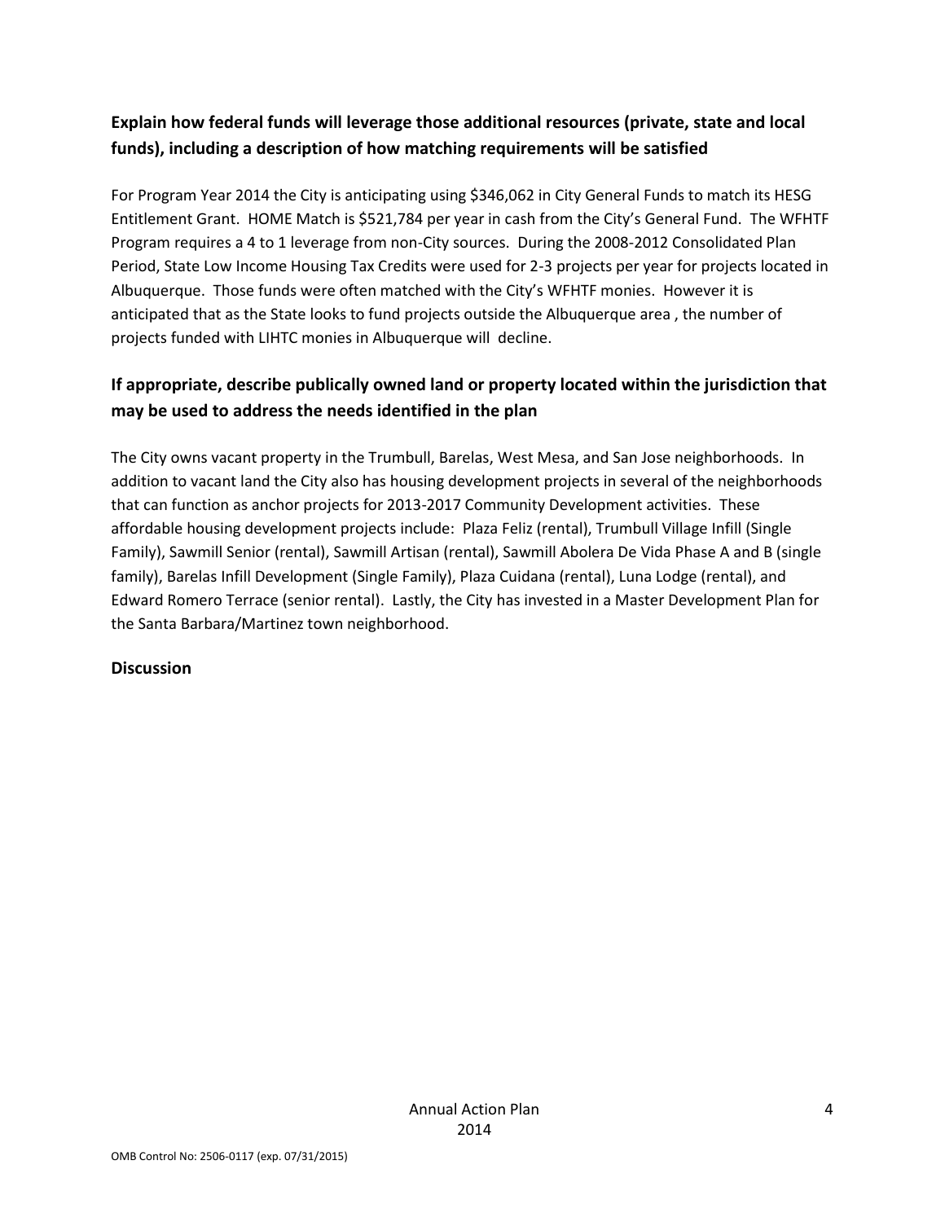**Explain how federal funds will leverage those additional resources (private, state and local funds), including a description of how matching requirements will be satisfied**

For Program Year 2014 the City is anticipating using $346,062 in City General Funds to match its HESG Entitlement Grant. HOME Match is $521,784 per year in cash from the City's General Fund. The WFHTF Program requires a 4 to 1 leverage from non-City sources. During the 2008-2012 Consolidated Plan Period, State Low Income Housing Tax Credits were used for 2-3 projects per year for projects located in Albuquerque. Those funds were often matched with the City's WFHTF monies. However it is anticipated that as the State looks to fund projects outside the Albuquerque area , the number of projects funded with LIHTC monies in Albuquerque will decline.

**If appropriate, describe publically owned land or property located within the jurisdiction that may be used to address the needs identified in the plan**

The City owns vacant property in the Trumbull, Barelas, West Mesa, and San Jose neighborhoods. In addition to vacant land the City also has housing development projects in several of the neighborhoods that can function as anchor projects for 2013-2017 Community Development activities. These affordable housing development projects include: Plaza Feliz (rental), Trumbull Village Infill (Single Family), Sawmill Senior (rental), Sawmill Artisan (rental), Sawmill Abolera De Vida Phase A and B (single family), Barelas Infill Development (Single Family), Plaza Cuidana (rental), Luna Lodge (rental), and Edward Romero Terrace (senior rental). Lastly, the City has invested in a Master Development Plan for the Santa Barbara/Martinez town neighborhood.

**Discussion**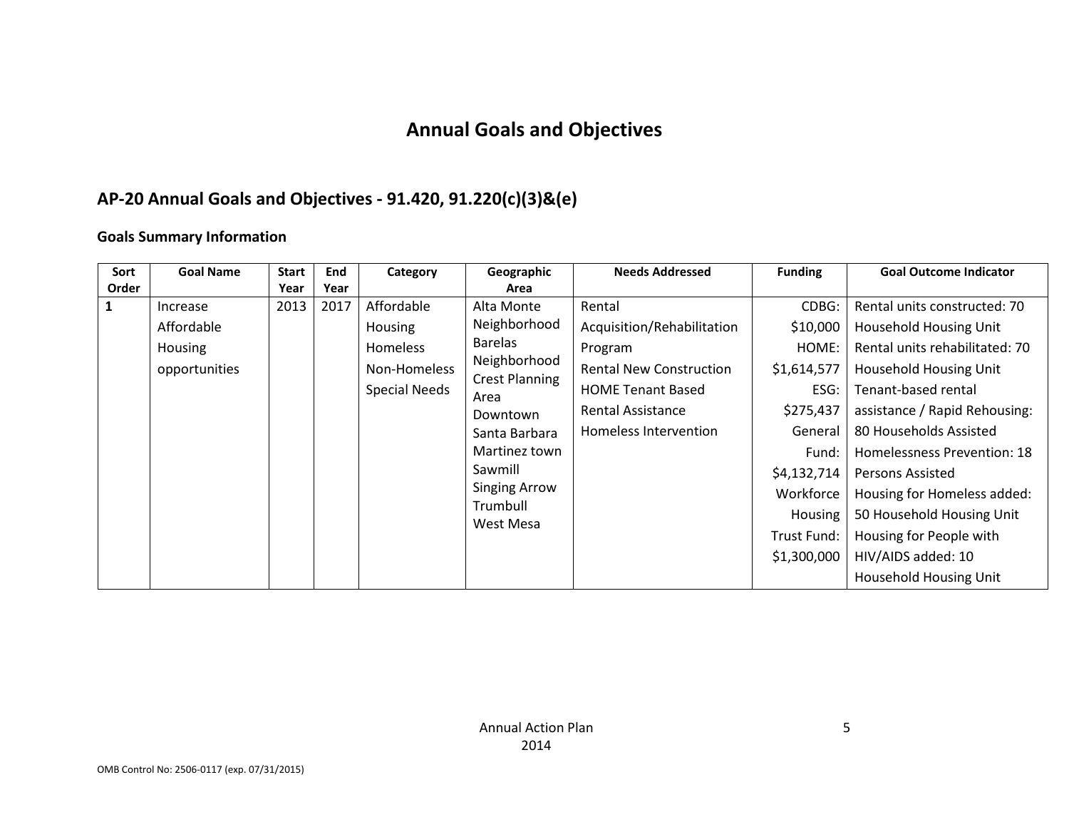# Annual Goals and Objectives

## AP-20 Annual Goals and Objectives - 91.420, 91.220(c)(3)&(e)

### Goals Summary Information

| Sort Order | Goal Name | Start Year | End Year | Category | Geographic Area | Needs Addressed | Funding | Goal Outcome Indicator |
|---|---|---|---|---|---|---|---|---|
| 1 | Increase Affordable Housing opportunities | 2013 | 2017 | Affordable Housing<br>Homeless<br>Non-Homeless Special Needs | Alta Monte Neighborhood<br>Barelas Neighborhood<br>Crest Planning Area<br>Downtown<br>Santa Barbara Martinez town<br>Sawmill<br>Singing Arrow<br>Trumbull<br>West Mesa | Rental Acquisition/Rehabilitation Program<br>Rental New Construction<br>HOME Tenant Based Rental Assistance<br>Homeless Intervention | CDBG: $10,000<br>HOME: $1,614,577<br>ESG: $275,437<br>General Fund: $4,132,714<br>Workforce Housing Trust Fund: $1,300,000 | Rental units constructed: 70 Household Housing Unit<br>Rental units rehabilitated: 70 Household Housing Unit<br>Tenant-based rental assistance / Rapid Rehousing: 80 Households Assisted<br>Homelessness Prevention: 18 Persons Assisted<br>Housing for Homeless added: 50 Household Housing Unit<br>Housing for People with HIV/AIDS added: 10 Household Housing Unit |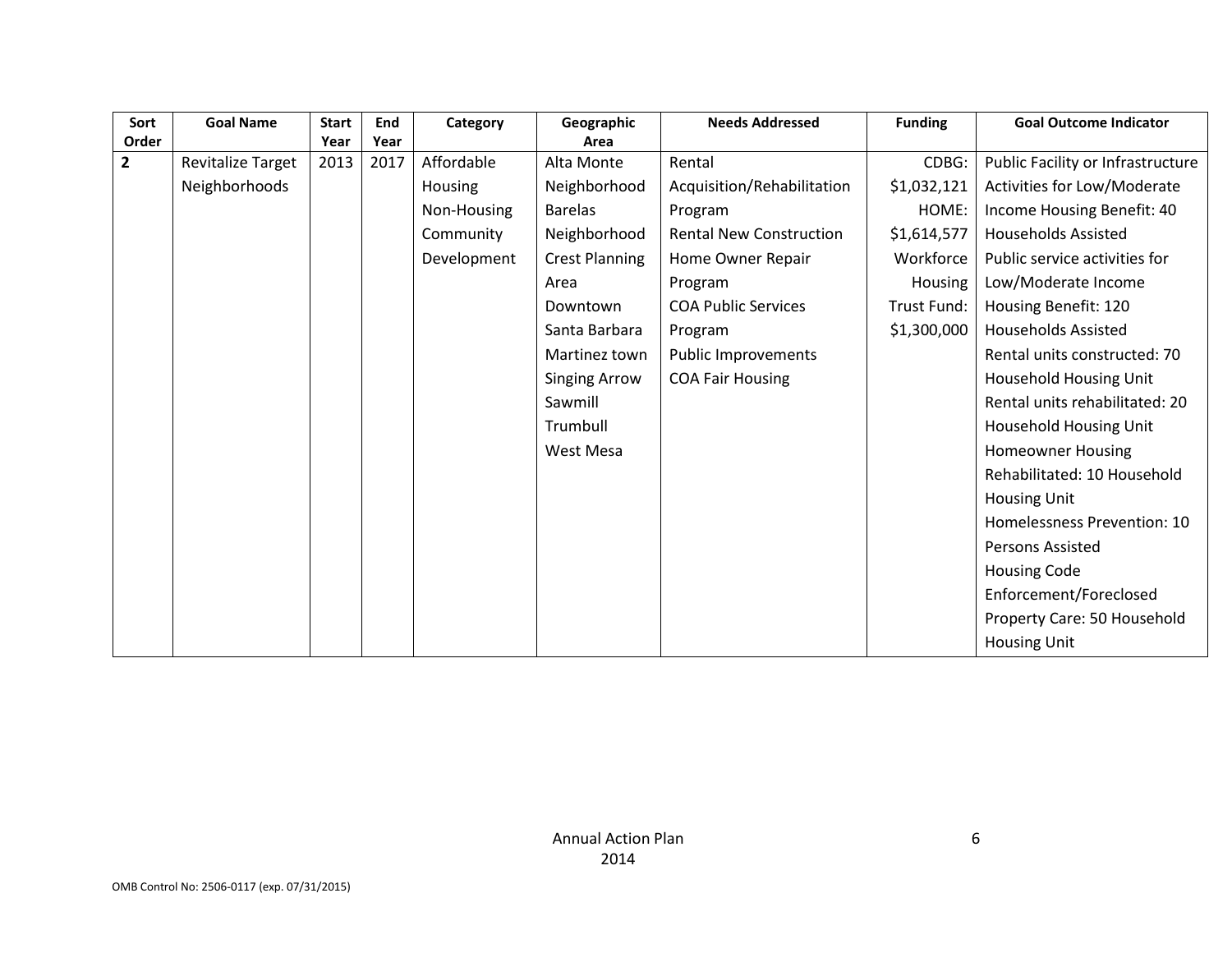| Sort Order | Goal Name | Start Year | End Year | Category | Geographic Area | Needs Addressed | Funding | Goal Outcome Indicator |
|---|---|---|---|---|---|---|---|---|
| **2** | Revitalize Target Neighborhoods | 2013 | 2017 | Affordable Housing<br>Non-Housing Community Development | Alta Monte Neighborhood<br>Barelas Neighborhood<br>Crest Planning Area<br>Downtown<br>Santa Barbara<br>Martinez town<br>Singing Arrow<br>Sawmill<br>Trumbull<br>West Mesa | Rental Acquisition/Rehabilitation Program<br>Rental New Construction<br>Home Owner Repair Program<br>COA Public Services Program<br>Public Improvements<br>COA Fair Housing | CDBG: $1,032,121<br>HOME: $1,614,577<br>Workforce Housing Trust Fund: $1,300,000 | Public Facility or Infrastructure Activities for Low/Moderate Income Housing Benefit: 40 Households Assisted<br>Public service activities for Low/Moderate Income Housing Benefit: 120 Households Assisted<br>Rental units constructed: 70 Household Housing Unit<br>Rental units rehabilitated: 20 Household Housing Unit<br>Homeowner Housing Rehabilitated: 10 Household Housing Unit<br>Homelessness Prevention: 10 Persons Assisted<br>Housing Code Enforcement/Foreclosed Property Care: 50 Household Housing Unit |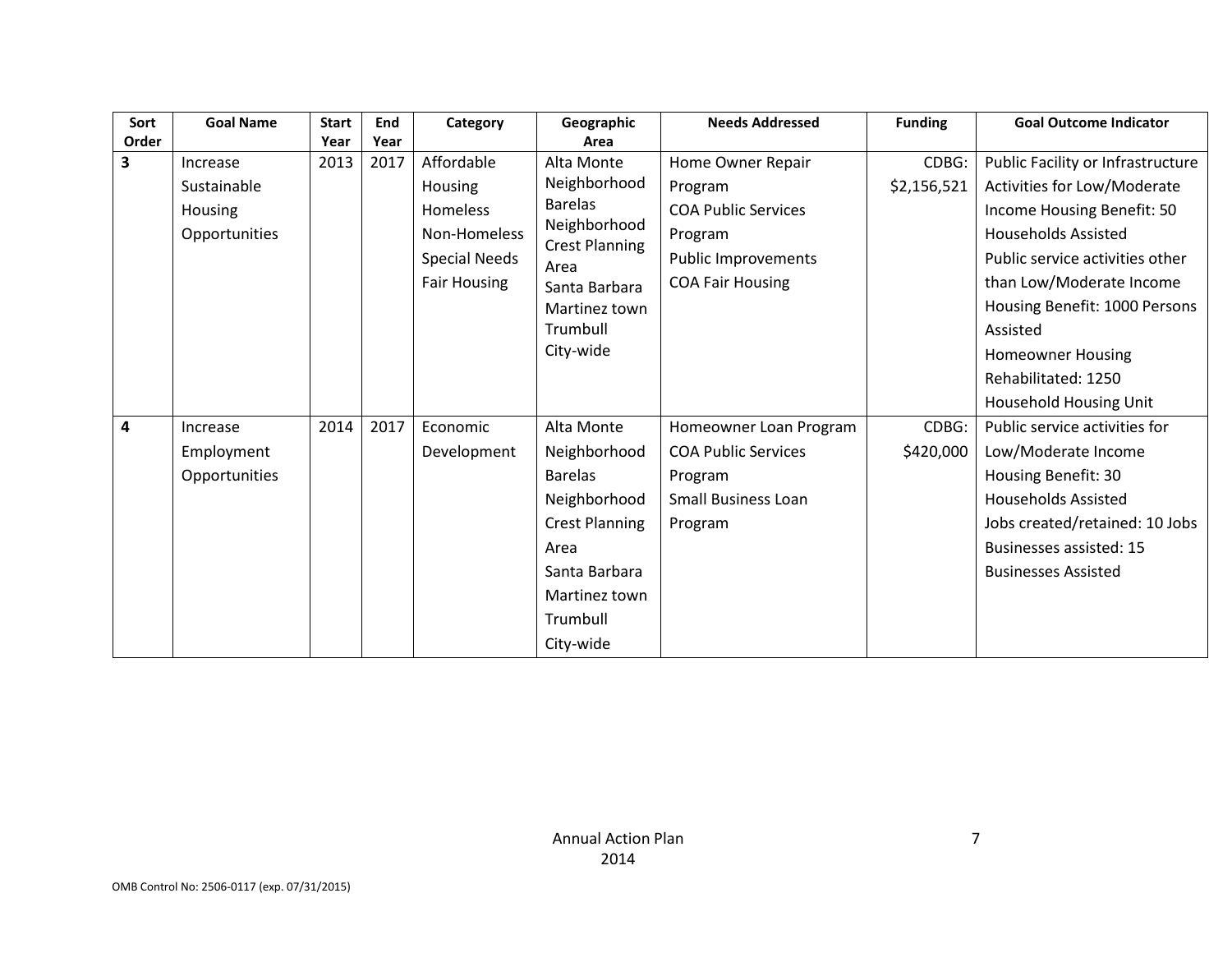| Sort Order | Goal Name | Start Year | End Year | Category | Geographic Area | Needs Addressed | Funding | Goal Outcome Indicator |
|---|---|---|---|---|---|---|---|---|
| **3** | Increase Sustainable Housing Opportunities | 2013 | 2017 | Affordable Housing<br>Homeless<br>Non-Homeless Special Needs<br>Fair Housing | Alta Monte Neighborhood<br>Barelas Neighborhood<br>Crest Planning Area<br>Santa Barbara Martinez town<br>Trumbull<br>City-wide | Home Owner Repair Program<br>COA Public Services Program<br>Public Improvements<br>COA Fair Housing | CDBG: $2,156,521 | Public Facility or Infrastructure Activities for Low/Moderate Income Housing Benefit: 50 Households Assisted<br>Public service activities other than Low/Moderate Income Housing Benefit: 1000 Persons Assisted<br>Homeowner Housing Rehabilitated: 1250 Household Housing Unit |
| **4** | Increase Employment Opportunities | 2014 | 2017 | Economic Development | Alta Monte Neighborhood<br>Barelas Neighborhood<br>Crest Planning Area<br>Santa Barbara Martinez town<br>Trumbull<br>City-wide | Homeowner Loan Program<br>COA Public Services Program<br>Small Business Loan Program | CDBG: $420,000 | Public service activities for Low/Moderate Income Housing Benefit: 30 Households Assisted<br>Jobs created/retained: 10 Jobs<br>Businesses assisted: 15 Businesses Assisted |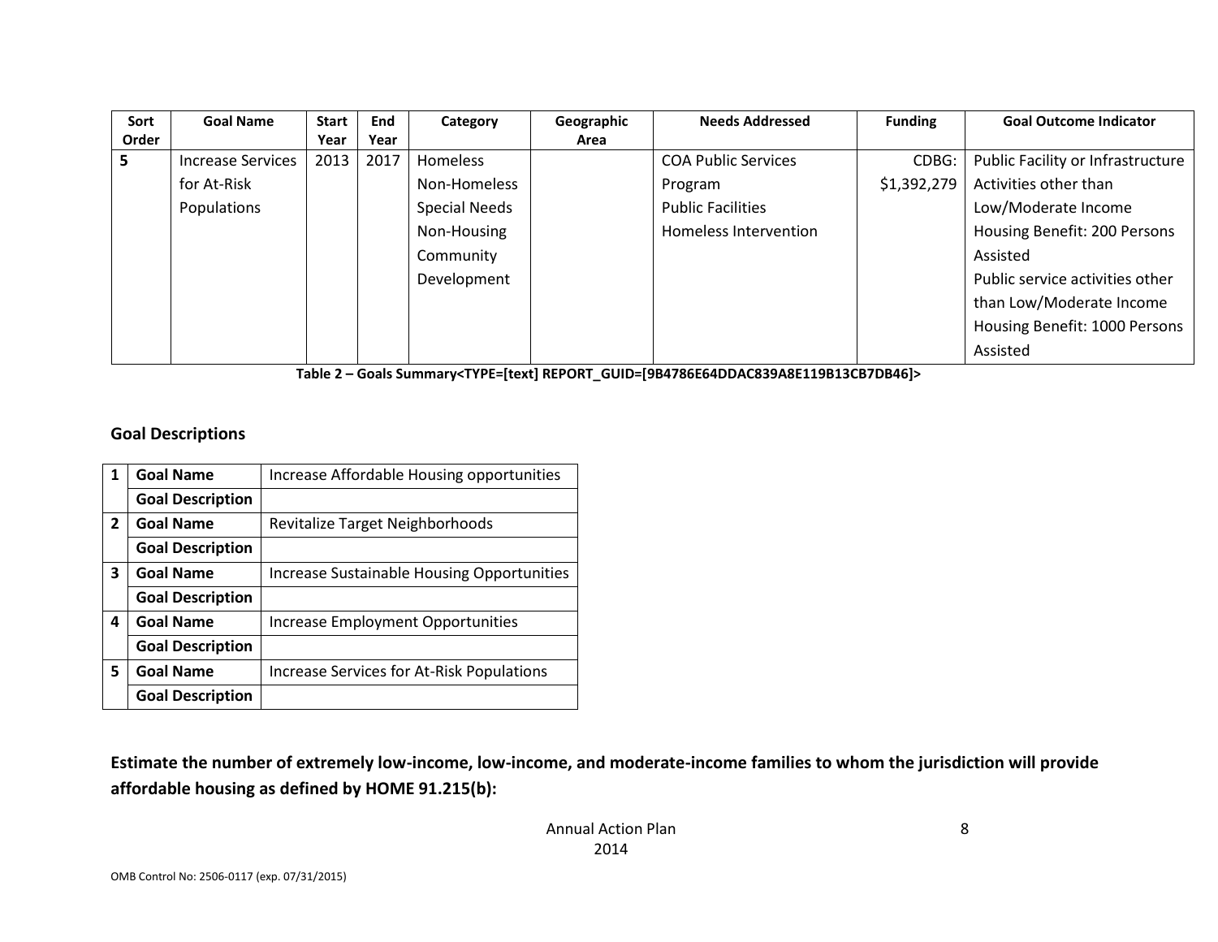| Sort Order | Goal Name | Start Year | End Year | Category | Geographic Area | Needs Addressed | Funding | Goal Outcome Indicator |
|---|---|---|---|---|---|---|---|---|
| 5 | Increase Services for At-Risk Populations | 2013 | 2017 | Homeless<br>Non-Homeless Special Needs<br>Non-Housing Community Development | | COA Public Services Program<br>Public Facilities<br>Homeless Intervention | CDBG: $1,392,279 | Public Facility or Infrastructure Activities other than Low/Moderate Income Housing Benefit: 200 Persons Assisted<br>Public service activities other than Low/Moderate Income Housing Benefit: 1000 Persons Assisted |

**Table 2 – Goals Summary<TYPE=[text] REPORT_GUID=[9B4786E64DDAC839A8E119B13CB7DB46]>**

### Goal Descriptions

| | | |
|---|---|---|
| 1 | **Goal Name** | Increase Affordable Housing opportunities |
| | **Goal Description** | |
| 2 | **Goal Name** | Revitalize Target Neighborhoods |
| | **Goal Description** | |
| 3 | **Goal Name** | Increase Sustainable Housing Opportunities |
| | **Goal Description** | |
| 4 | **Goal Name** | Increase Employment Opportunities |
| | **Goal Description** | |
| 5 | **Goal Name** | Increase Services for At-Risk Populations |
| | **Goal Description** | |

**Estimate the number of extremely low-income, low-income, and moderate-income families to whom the jurisdiction will provide affordable housing as defined by HOME 91.215(b):**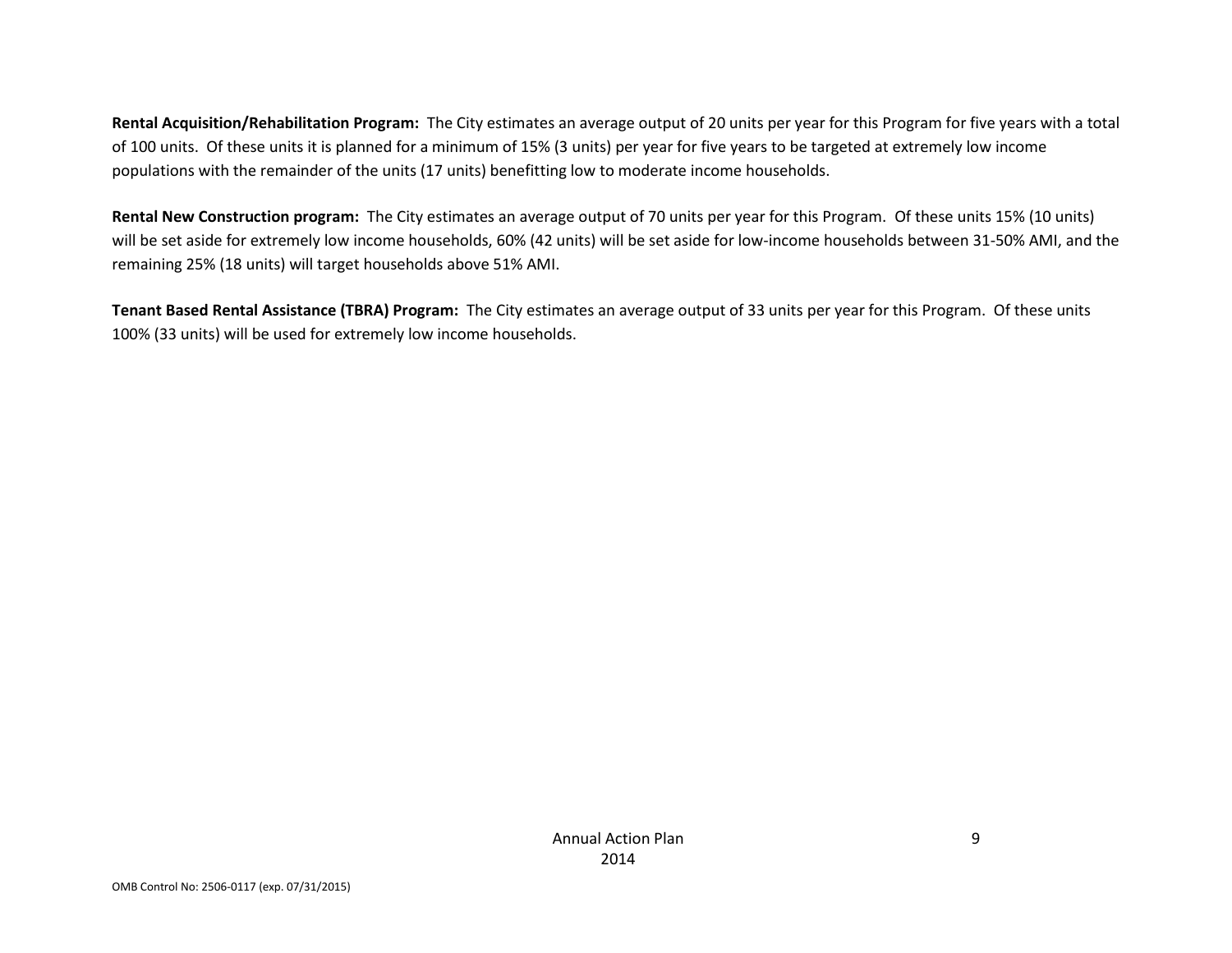**Rental Acquisition/Rehabilitation Program:** The City estimates an average output of 20 units per year for this Program for five years with a total of 100 units. Of these units it is planned for a minimum of 15% (3 units) per year for five years to be targeted at extremely low income populations with the remainder of the units (17 units) benefitting low to moderate income households.

**Rental New Construction program:** The City estimates an average output of 70 units per year for this Program. Of these units 15% (10 units) will be set aside for extremely low income households, 60% (42 units) will be set aside for low-income households between 31-50% AMI, and the remaining 25% (18 units) will target households above 51% AMI.

**Tenant Based Rental Assistance (TBRA) Program:** The City estimates an average output of 33 units per year for this Program. Of these units 100% (33 units) will be used for extremely low income households.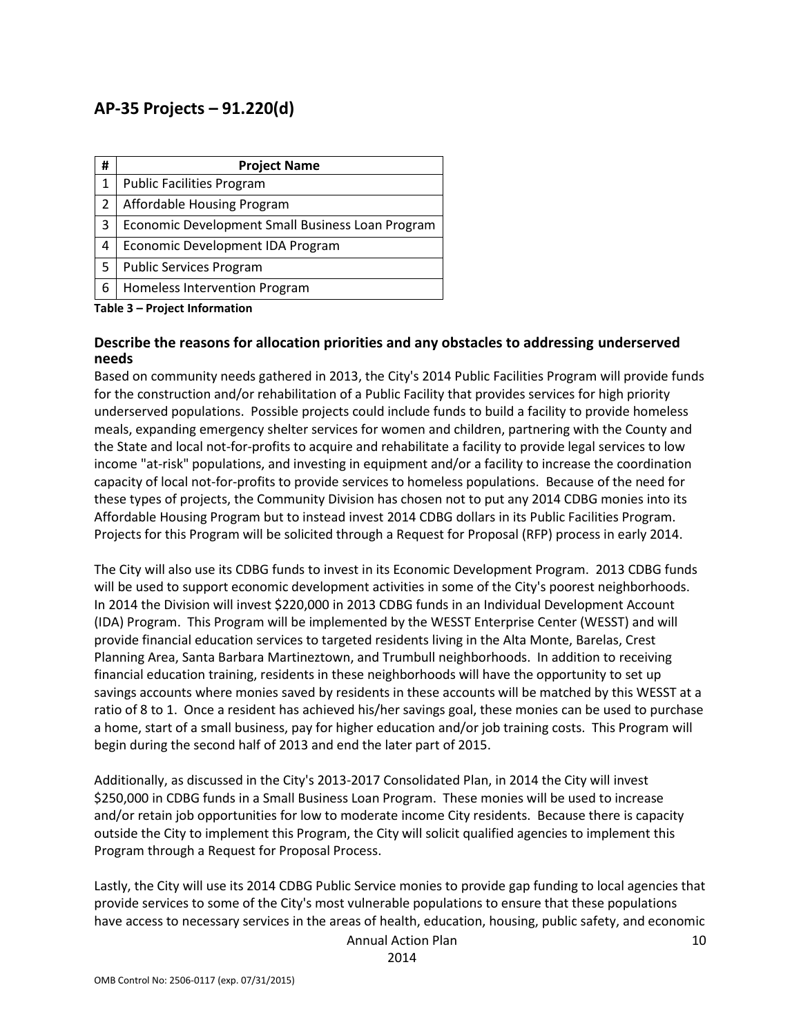## AP-35 Projects – 91.220(d)

| # | Project Name |
|---|---|
| 1 | Public Facilities Program |
| 2 | Affordable Housing Program |
| 3 | Economic Development Small Business Loan Program |
| 4 | Economic Development IDA Program |
| 5 | Public Services Program |
| 6 | Homeless Intervention Program |

**Table 3 – Project Information**

### Describe the reasons for allocation priorities and any obstacles to addressing underserved needs

Based on community needs gathered in 2013, the City's 2014 Public Facilities Program will provide funds for the construction and/or rehabilitation of a Public Facility that provides services for high priority underserved populations. Possible projects could include funds to build a facility to provide homeless meals, expanding emergency shelter services for women and children, partnering with the County and the State and local not-for-profits to acquire and rehabilitate a facility to provide legal services to low income "at-risk" populations, and investing in equipment and/or a facility to increase the coordination capacity of local not-for-profits to provide services to homeless populations. Because of the need for these types of projects, the Community Division has chosen not to put any 2014 CDBG monies into its Affordable Housing Program but to instead invest 2014 CDBG dollars in its Public Facilities Program. Projects for this Program will be solicited through a Request for Proposal (RFP) process in early 2014.

The City will also use its CDBG funds to invest in its Economic Development Program. 2013 CDBG funds will be used to support economic development activities in some of the City's poorest neighborhoods. In 2014 the Division will invest $220,000 in 2013 CDBG funds in an Individual Development Account (IDA) Program. This Program will be implemented by the WESST Enterprise Center (WESST) and will provide financial education services to targeted residents living in the Alta Monte, Barelas, Crest Planning Area, Santa Barbara Martineztown, and Trumbull neighborhoods. In addition to receiving financial education training, residents in these neighborhoods will have the opportunity to set up savings accounts where monies saved by residents in these accounts will be matched by this WESST at a ratio of 8 to 1. Once a resident has achieved his/her savings goal, these monies can be used to purchase a home, start of a small business, pay for higher education and/or job training costs. This Program will begin during the second half of 2013 and end the later part of 2015.

Additionally, as discussed in the City's 2013-2017 Consolidated Plan, in 2014 the City will invest $250,000 in CDBG funds in a Small Business Loan Program. These monies will be used to increase and/or retain job opportunities for low to moderate income City residents. Because there is capacity outside the City to implement this Program, the City will solicit qualified agencies to implement this Program through a Request for Proposal Process.

Lastly, the City will use its 2014 CDBG Public Service monies to provide gap funding to local agencies that provide services to some of the City's most vulnerable populations to ensure that these populations have access to necessary services in the areas of health, education, housing, public safety, and economic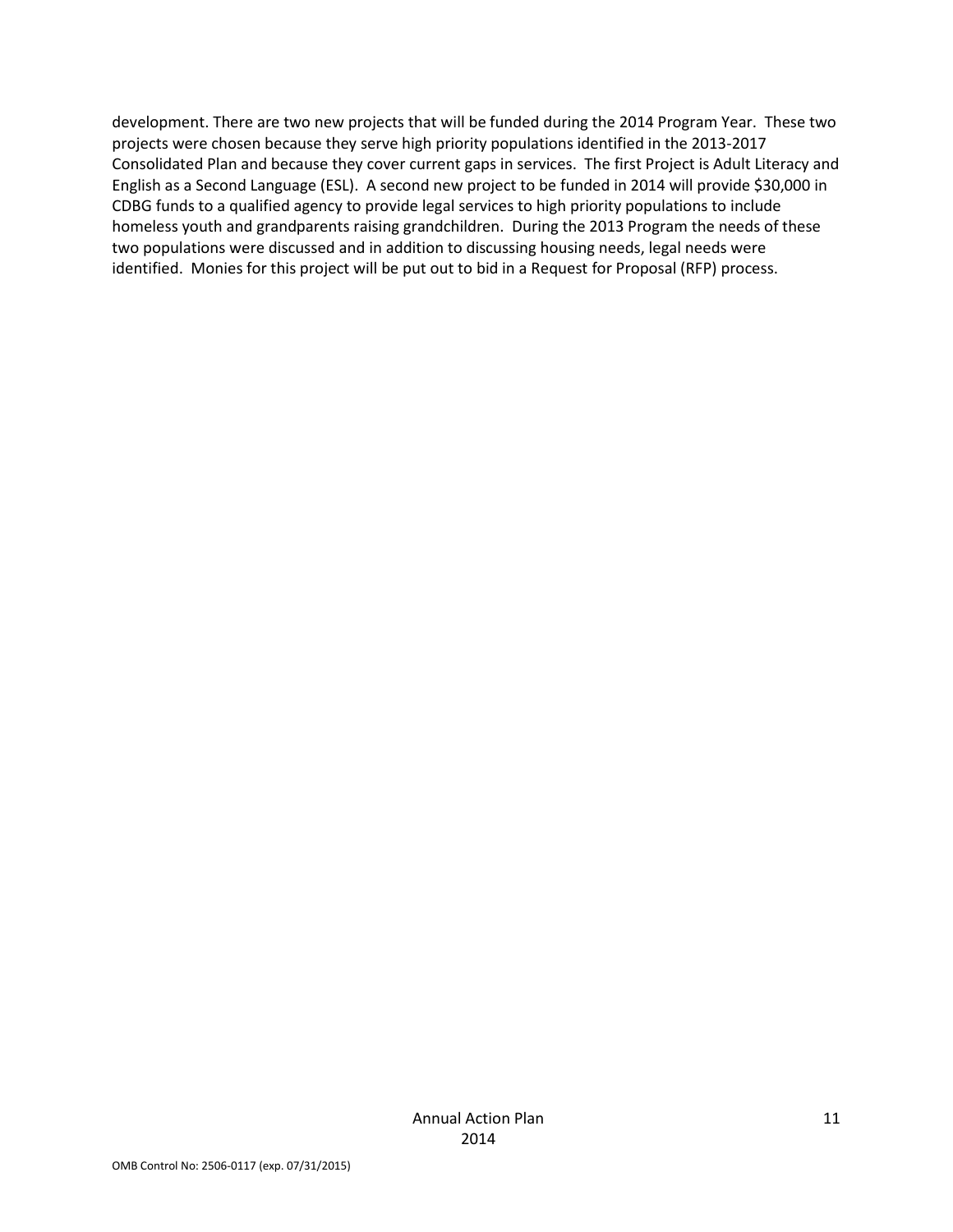development. There are two new projects that will be funded during the 2014 Program Year. These two projects were chosen because they serve high priority populations identified in the 2013-2017 Consolidated Plan and because they cover current gaps in services. The first Project is Adult Literacy and English as a Second Language (ESL). A second new project to be funded in 2014 will provide $30,000 in CDBG funds to a qualified agency to provide legal services to high priority populations to include homeless youth and grandparents raising grandchildren. During the 2013 Program the needs of these two populations were discussed and in addition to discussing housing needs, legal needs were identified. Monies for this project will be put out to bid in a Request for Proposal (RFP) process.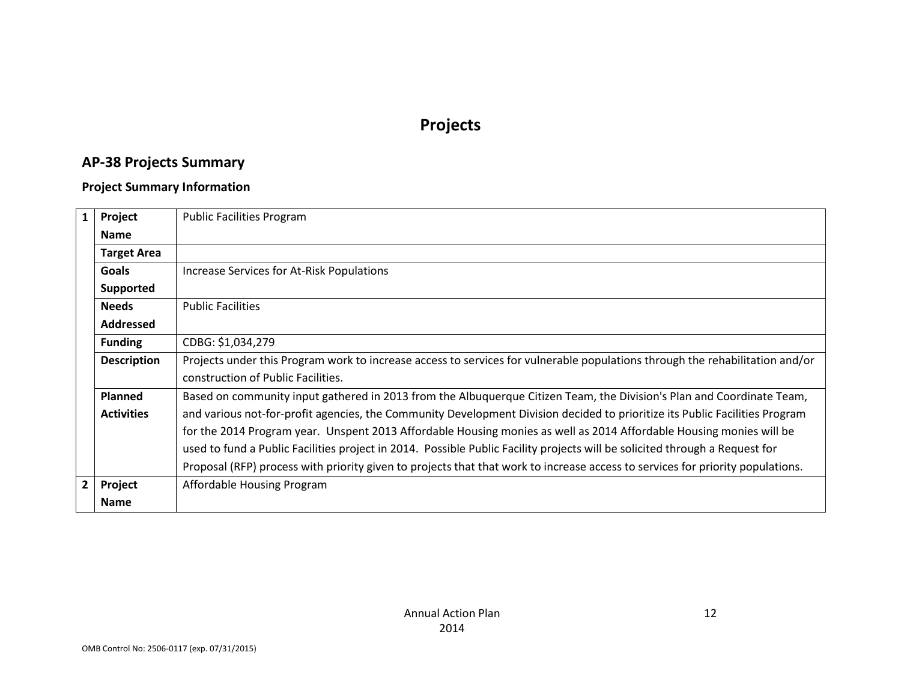# Projects

## AP-38 Projects Summary

### Project Summary Information

| | | |
|---|---|---|
| 1 | **Project Name** | Public Facilities Program |
| | **Target Area** | |
| | **Goals Supported** | Increase Services for At-Risk Populations |
| | **Needs Addressed** | Public Facilities |
| | **Funding** | CDBG: $1,034,279 |
| | **Description** | Projects under this Program work to increase access to services for vulnerable populations through the rehabilitation and/or construction of Public Facilities. |
| | **Planned Activities** | Based on community input gathered in 2013 from the Albuquerque Citizen Team, the Division's Plan and Coordinate Team, and various not-for-profit agencies, the Community Development Division decided to prioritize its Public Facilities Program for the 2014 Program year. Unspent 2013 Affordable Housing monies as well as 2014 Affordable Housing monies will be used to fund a Public Facilities project in 2014. Possible Public Facility projects will be solicited through a Request for Proposal (RFP) process with priority given to projects that that work to increase access to services for priority populations. |
| 2 | **Project Name** | Affordable Housing Program |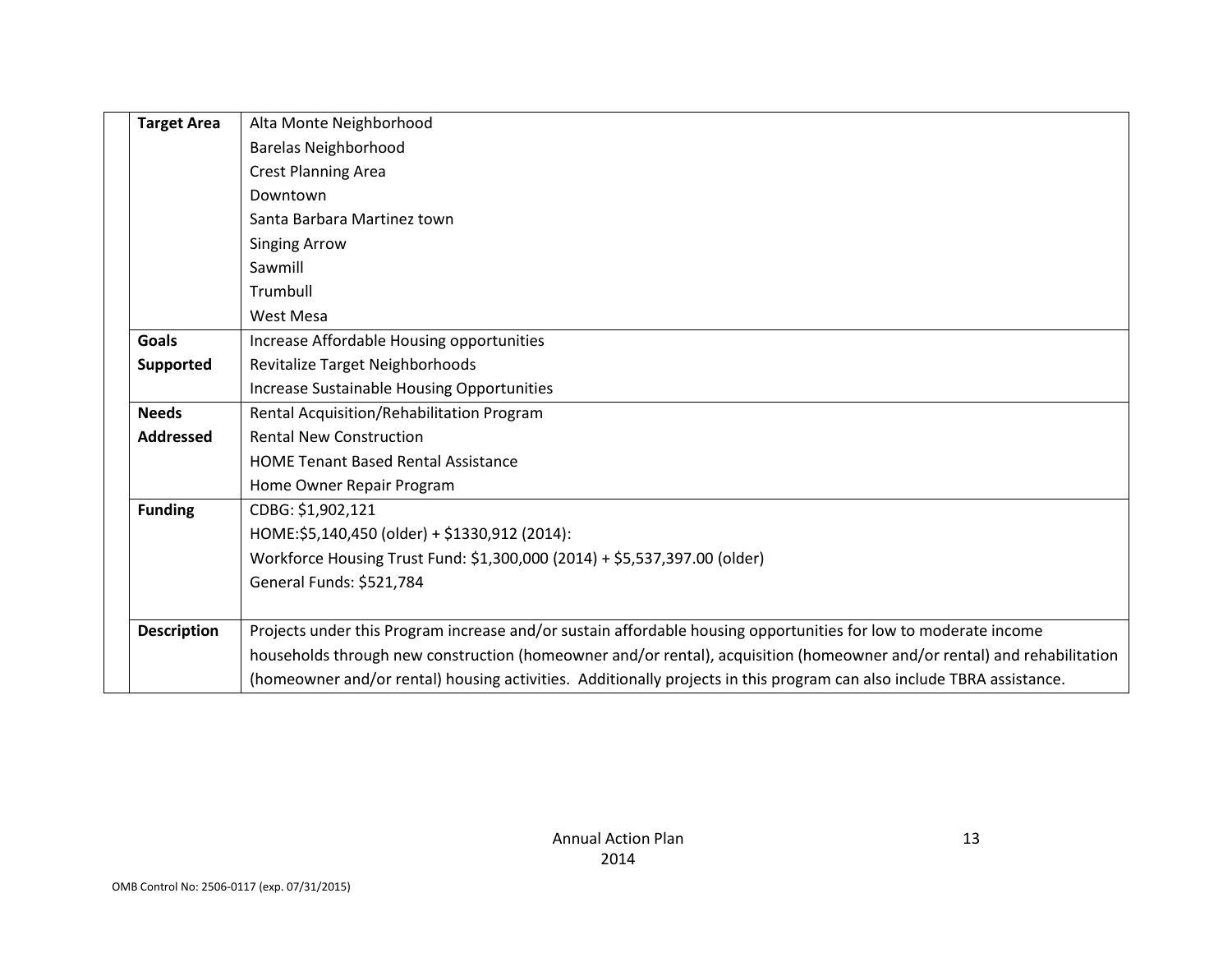| | |
|---|---|
| **Target Area** | Alta Monte Neighborhood<br>Barelas Neighborhood<br>Crest Planning Area<br>Downtown<br>Santa Barbara Martinez town<br>Singing Arrow<br>Sawmill<br>Trumbull<br>West Mesa |
| **Goals Supported** | Increase Affordable Housing opportunities<br>Revitalize Target Neighborhoods<br>Increase Sustainable Housing Opportunities |
| **Needs Addressed** | Rental Acquisition/Rehabilitation Program<br>Rental New Construction<br>HOME Tenant Based Rental Assistance<br>Home Owner Repair Program |
| **Funding** | CDBG: $1,902,121<br>HOME:$5,140,450 (older) + $1330,912 (2014):<br>Workforce Housing Trust Fund: $1,300,000 (2014) + $5,537,397.00 (older)<br>General Funds: $521,784 |
| **Description** | Projects under this Program increase and/or sustain affordable housing opportunities for low to moderate income households through new construction (homeowner and/or rental), acquisition (homeowner and/or rental) and rehabilitation (homeowner and/or rental) housing activities. Additionally projects in this program can also include TBRA assistance. |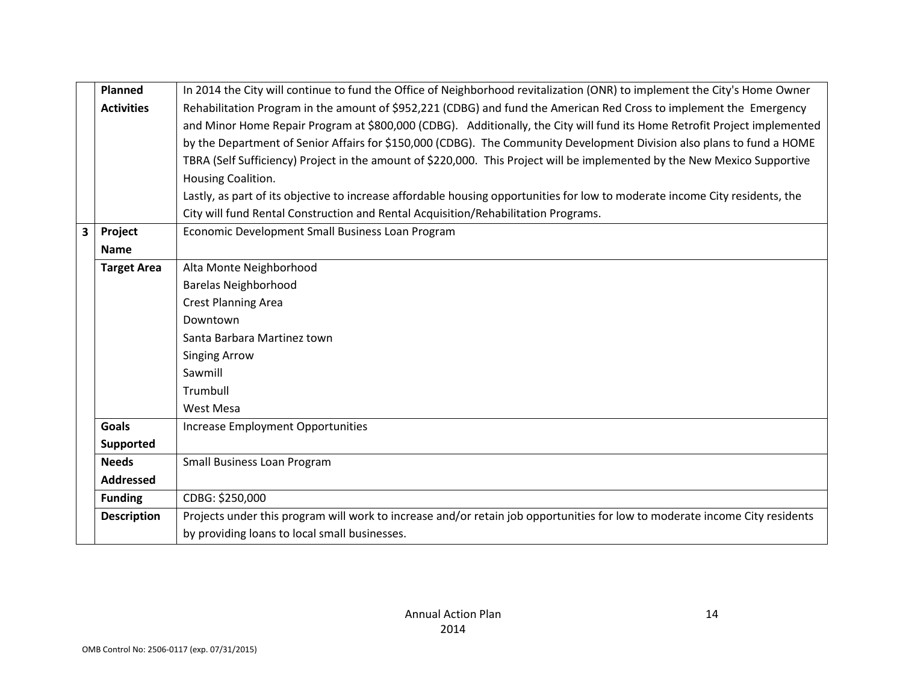| | | |
|---|---|---|
| | **Planned Activities** | In 2014 the City will continue to fund the Office of Neighborhood revitalization (ONR) to implement the City's Home Owner Rehabilitation Program in the amount of $952,221 (CDBG) and fund the American Red Cross to implement the Emergency and Minor Home Repair Program at $800,000 (CDBG). Additionally, the City will fund its Home Retrofit Project implemented by the Department of Senior Affairs for $150,000 (CDBG). The Community Development Division also plans to fund a HOME TBRA (Self Sufficiency) Project in the amount of $220,000. This Project will be implemented by the New Mexico Supportive Housing Coalition.<br>Lastly, as part of its objective to increase affordable housing opportunities for low to moderate income City residents, the City will fund Rental Construction and Rental Acquisition/Rehabilitation Programs. |
| **3** | **Project Name** | Economic Development Small Business Loan Program |
| | **Target Area** | Alta Monte Neighborhood<br>Barelas Neighborhood<br>Crest Planning Area<br>Downtown<br>Santa Barbara Martinez town<br>Singing Arrow<br>Sawmill<br>Trumbull<br>West Mesa |
| | **Goals Supported** | Increase Employment Opportunities |
| | **Needs Addressed** | Small Business Loan Program |
| | **Funding** | CDBG: $250,000 |
| | **Description** | Projects under this program will work to increase and/or retain job opportunities for low to moderate income City residents by providing loans to local small businesses. |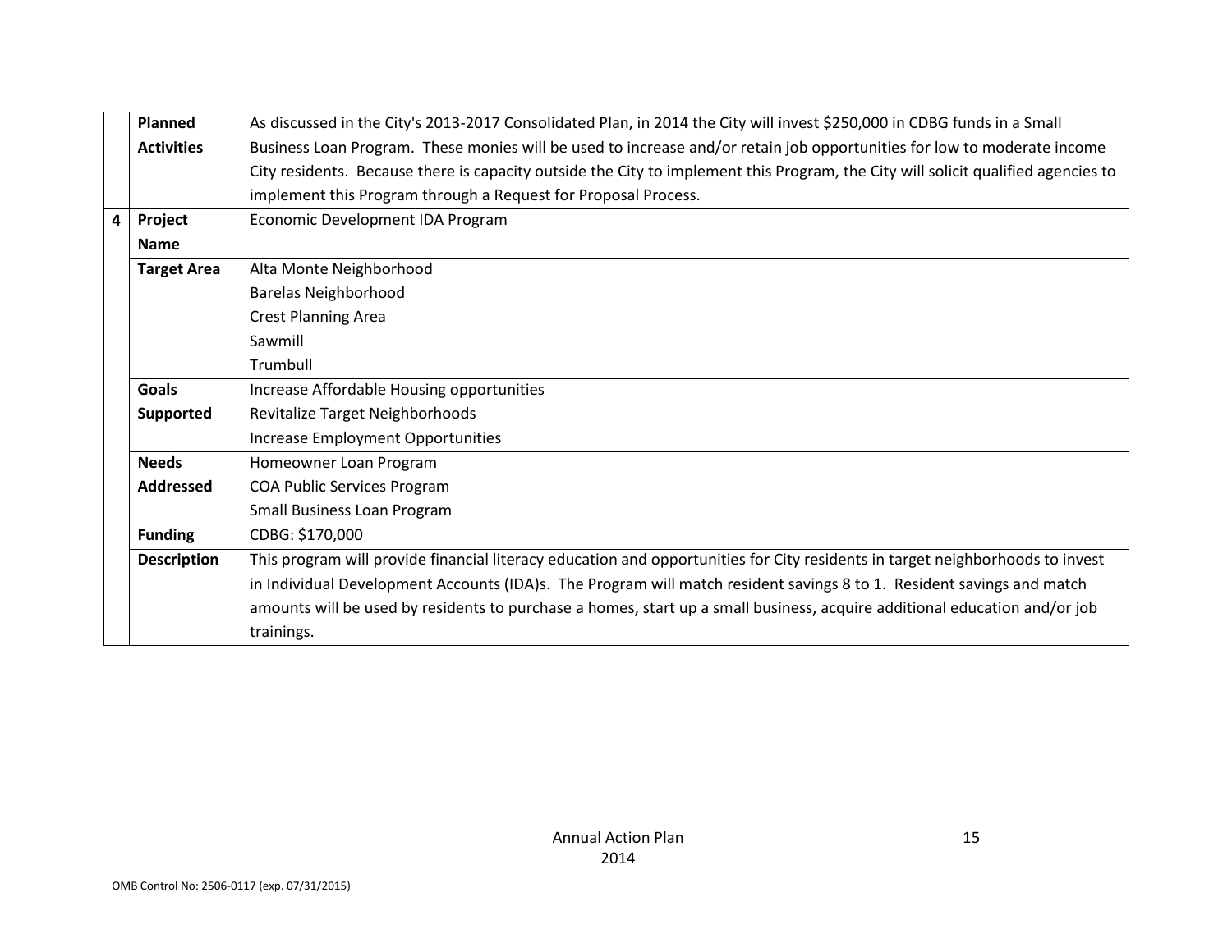| | | |
|---|---|---|
| | **Planned Activities** | As discussed in the City's 2013-2017 Consolidated Plan, in 2014 the City will invest $250,000 in CDBG funds in a Small Business Loan Program. These monies will be used to increase and/or retain job opportunities for low to moderate income City residents. Because there is capacity outside the City to implement this Program, the City will solicit qualified agencies to implement this Program through a Request for Proposal Process. |
| **4** | **Project Name** | Economic Development IDA Program |
| | **Target Area** | Alta Monte Neighborhood<br>Barelas Neighborhood<br>Crest Planning Area<br>Sawmill<br>Trumbull |
| | **Goals Supported** | Increase Affordable Housing opportunities<br>Revitalize Target Neighborhoods<br>Increase Employment Opportunities |
| | **Needs Addressed** | Homeowner Loan Program<br>COA Public Services Program<br>Small Business Loan Program |
| | **Funding** | CDBG: $170,000 |
| | **Description** | This program will provide financial literacy education and opportunities for City residents in target neighborhoods to invest in Individual Development Accounts (IDA)s. The Program will match resident savings 8 to 1. Resident savings and match amounts will be used by residents to purchase a homes, start up a small business, acquire additional education and/or job trainings. |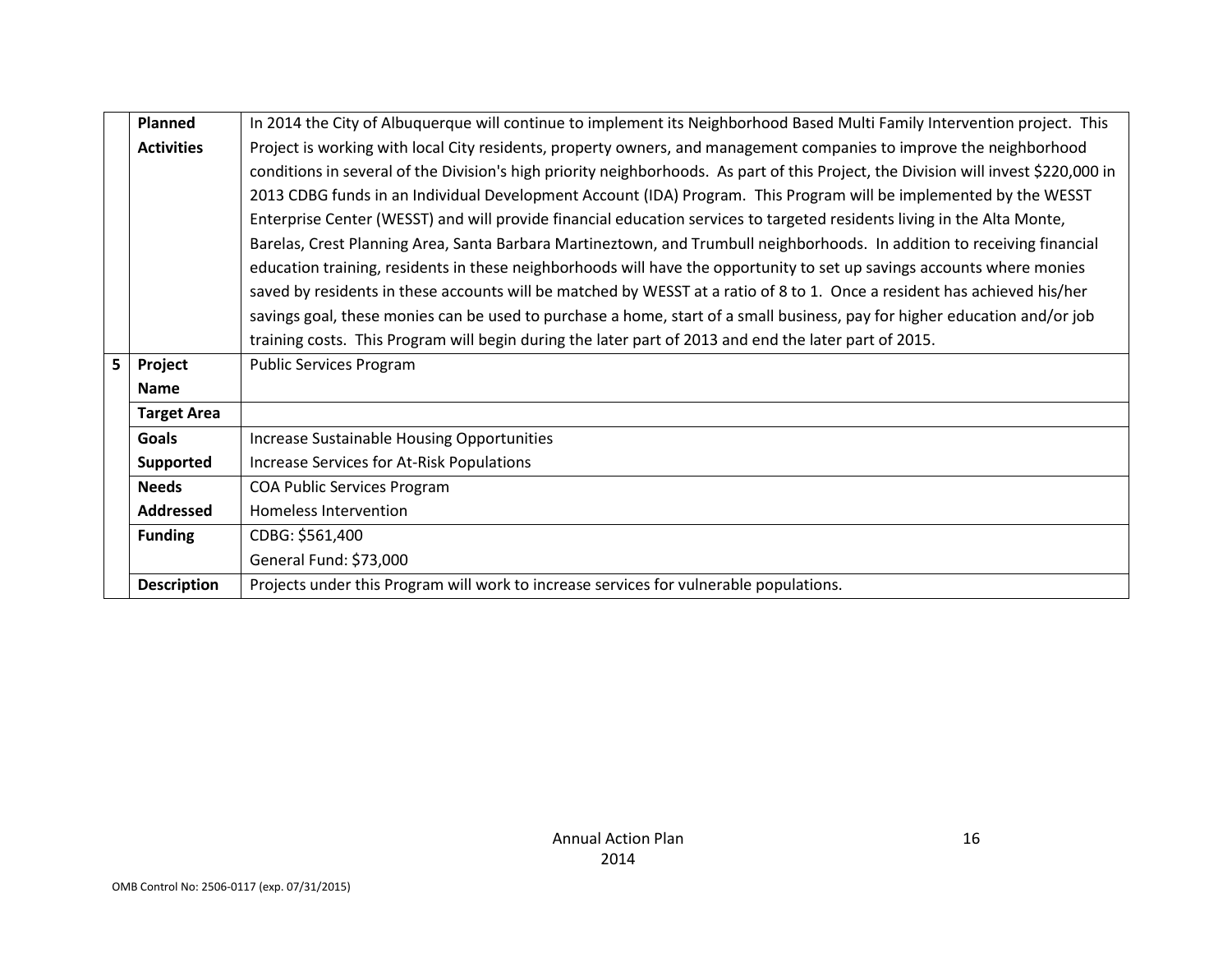| | | |
|---|---|---|
| | **Planned Activities** | In 2014 the City of Albuquerque will continue to implement its Neighborhood Based Multi Family Intervention project. This Project is working with local City residents, property owners, and management companies to improve the neighborhood conditions in several of the Division's high priority neighborhoods. As part of this Project, the Division will invest $220,000 in 2013 CDBG funds in an Individual Development Account (IDA) Program. This Program will be implemented by the WESST Enterprise Center (WESST) and will provide financial education services to targeted residents living in the Alta Monte, Barelas, Crest Planning Area, Santa Barbara Martineztown, and Trumbull neighborhoods. In addition to receiving financial education training, residents in these neighborhoods will have the opportunity to set up savings accounts where monies saved by residents in these accounts will be matched by WESST at a ratio of 8 to 1. Once a resident has achieved his/her savings goal, these monies can be used to purchase a home, start of a small business, pay for higher education and/or job training costs. This Program will begin during the later part of 2013 and end the later part of 2015. |
| **5** | **Project Name** | Public Services Program |
| | **Target Area** | |
| | **Goals Supported** | Increase Sustainable Housing Opportunities<br>Increase Services for At-Risk Populations |
| | **Needs Addressed** | COA Public Services Program<br>Homeless Intervention |
| | **Funding** | CDBG: $561,400<br>General Fund: $73,000 |
| | **Description** | Projects under this Program will work to increase services for vulnerable populations. |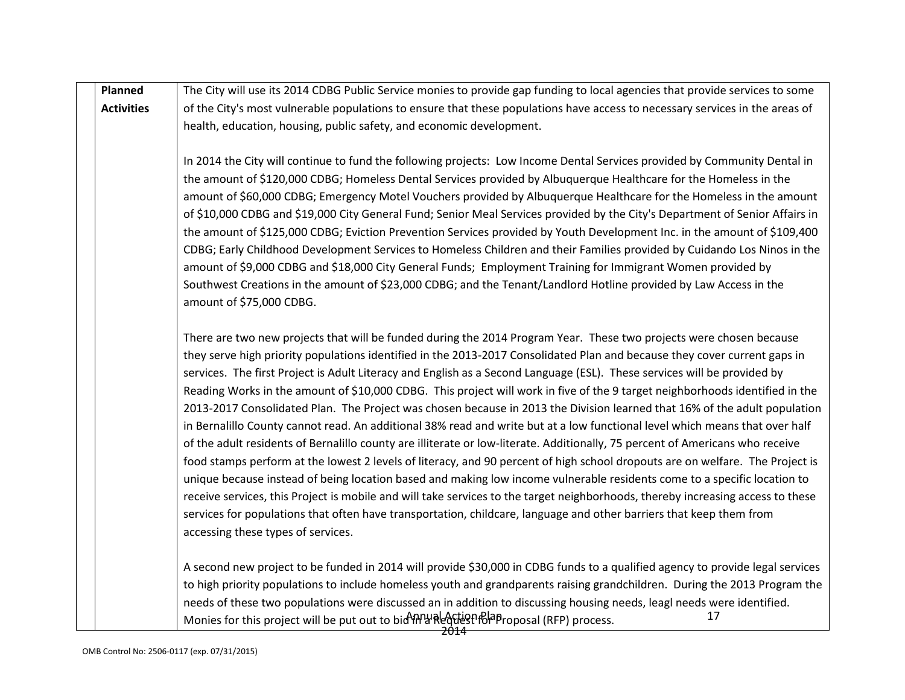| | | |
|---|---|---|
| | **Planned Activities** | The City will use its 2014 CDBG Public Service monies to provide gap funding to local agencies that provide services to some of the City's most vulnerable populations to ensure that these populations have access to necessary services in the areas of health, education, housing, public safety, and economic development.<br><br>In 2014 the City will continue to fund the following projects: Low Income Dental Services provided by Community Dental in the amount of $120,000 CDBG; Homeless Dental Services provided by Albuquerque Healthcare for the Homeless in the amount of $60,000 CDBG; Emergency Motel Vouchers provided by Albuquerque Healthcare for the Homeless in the amount of $10,000 CDBG and $19,000 City General Fund; Senior Meal Services provided by the City's Department of Senior Affairs in the amount of $125,000 CDBG; Eviction Prevention Services provided by Youth Development Inc. in the amount of $109,400 CDBG; Early Childhood Development Services to Homeless Children and their Families provided by Cuidando Los Ninos in the amount of $9,000 CDBG and $18,000 City General Funds; Employment Training for Immigrant Women provided by Southwest Creations in the amount of $23,000 CDBG; and the Tenant/Landlord Hotline provided by Law Access in the amount of $75,000 CDBG.<br><br>There are two new projects that will be funded during the 2014 Program Year. These two projects were chosen because they serve high priority populations identified in the 2013-2017 Consolidated Plan and because they cover current gaps in services. The first Project is Adult Literacy and English as a Second Language (ESL). These services will be provided by Reading Works in the amount of $10,000 CDBG. This project will work in five of the 9 target neighborhoods identified in the 2013-2017 Consolidated Plan. The Project was chosen because in 2013 the Division learned that 16% of the adult population in Bernalillo County cannot read. An additional 38% read and write but at a low functional level which means that over half of the adult residents of Bernalillo county are illiterate or low-literate. Additionally, 75 percent of Americans who receive food stamps perform at the lowest 2 levels of literacy, and 90 percent of high school dropouts are on welfare. The Project is unique because instead of being location based and making low income vulnerable residents come to a specific location to receive services, this Project is mobile and will take services to the target neighborhoods, thereby increasing access to these services for populations that often have transportation, childcare, language and other barriers that keep them from accessing these types of services.<br><br>A second new project to be funded in 2014 will provide $30,000 in CDBG funds to a qualified agency to provide legal services to high priority populations to include homeless youth and grandparents raising grandchildren. During the 2013 Program the needs of these two populations were discussed an in addition to discussing housing needs, leagl needs were identified. Monies for this project will be put out to bid in a Request for Proposal (RFP) process. |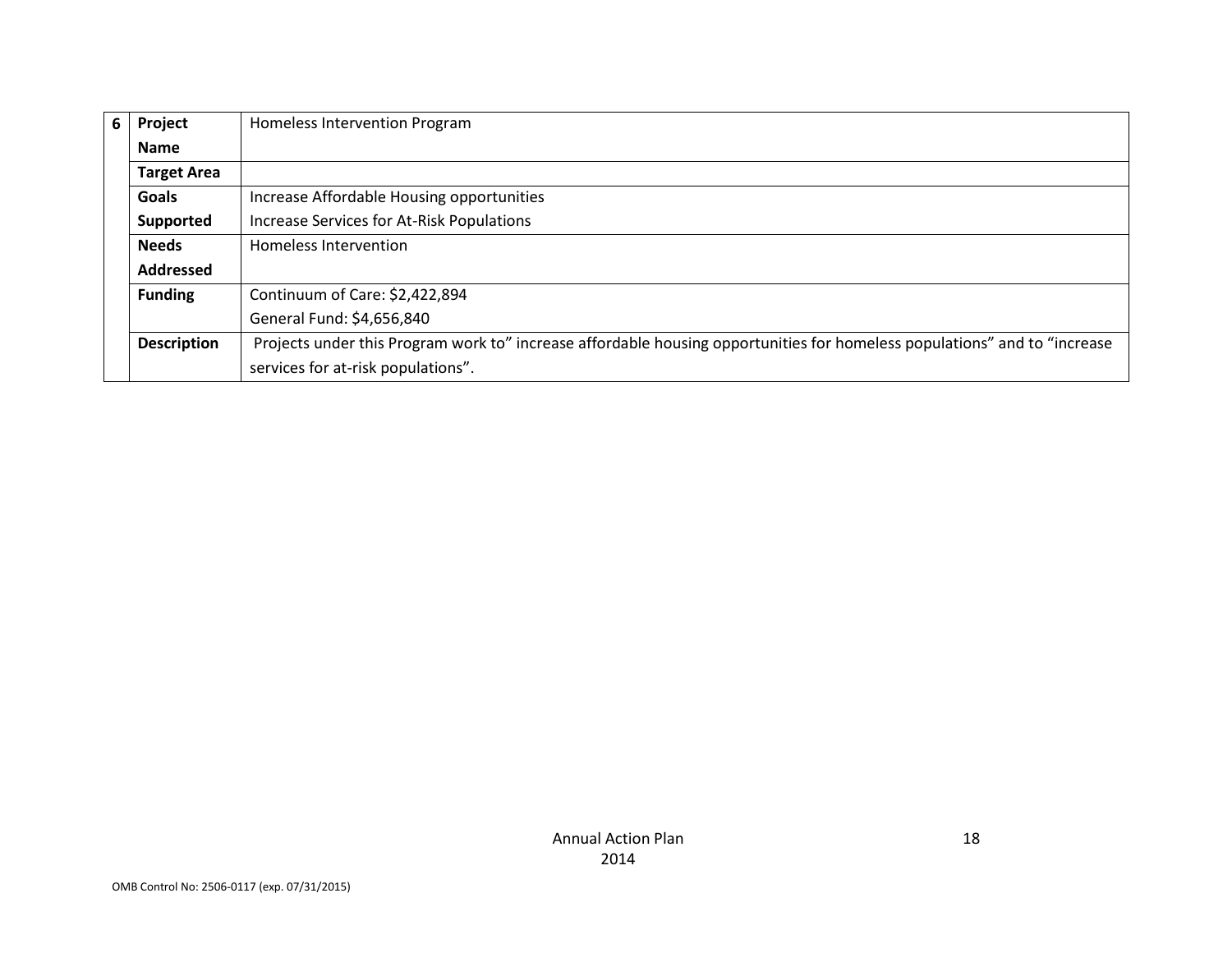| | | |
|---|---|---|
| 6 | **Project Name** | Homeless Intervention Program |
| | **Target Area** | |
| | **Goals Supported** | Increase Affordable Housing opportunities<br>Increase Services for At-Risk Populations |
| | **Needs Addressed** | Homeless Intervention |
| | **Funding** | Continuum of Care: $2,422,894<br>General Fund: $4,656,840 |
| | **Description** | Projects under this Program work to" increase affordable housing opportunities for homeless populations" and to "increase services for at-risk populations". |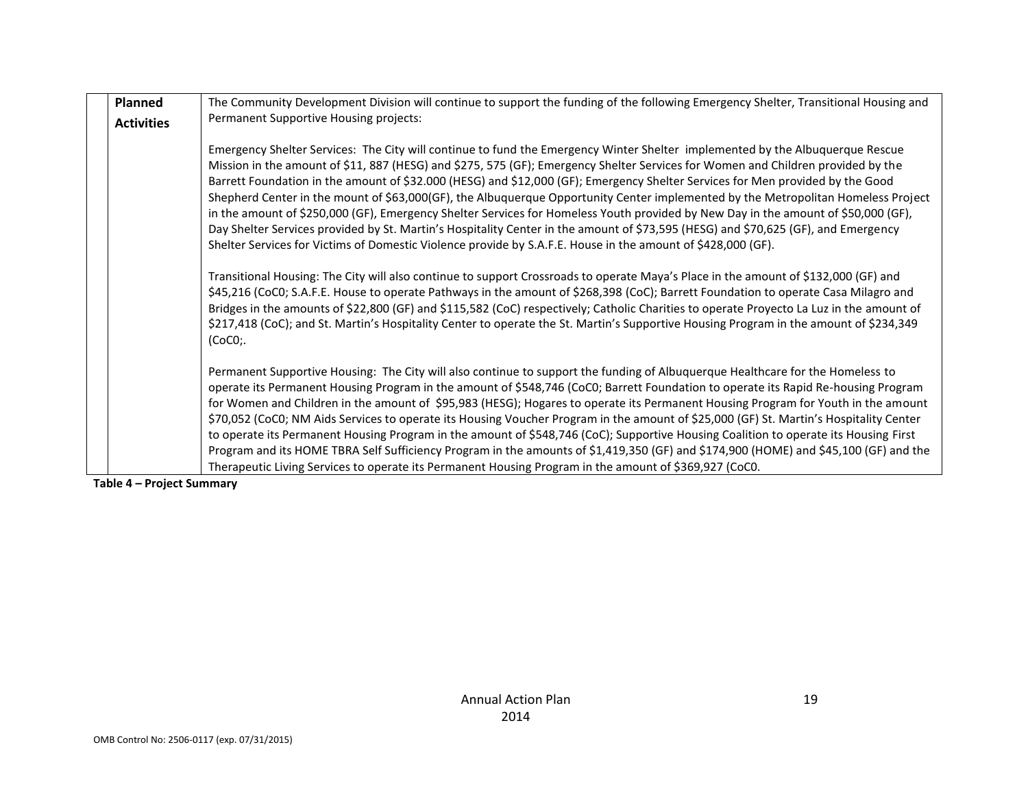| | | |
|---|---|---|
| | **Planned Activities** | The Community Development Division will continue to support the funding of the following Emergency Shelter, Transitional Housing and Permanent Supportive Housing projects:<br><br>Emergency Shelter Services: The City will continue to fund the Emergency Winter Shelter implemented by the Albuquerque Rescue Mission in the amount of $11, 887 (HESG) and $275, 575 (GF); Emergency Shelter Services for Women and Children provided by the Barrett Foundation in the amount of $32.000 (HESG) and $12,000 (GF); Emergency Shelter Services for Men provided by the Good Shepherd Center in the mount of $63,000(GF), the Albuquerque Opportunity Center implemented by the Metropolitan Homeless Project in the amount of $250,000 (GF), Emergency Shelter Services for Homeless Youth provided by New Day in the amount of $50,000 (GF), Day Shelter Services provided by St. Martin's Hospitality Center in the amount of $73,595 (HESG) and $70,625 (GF), and Emergency Shelter Services for Victims of Domestic Violence provide by S.A.F.E. House in the amount of $428,000 (GF).<br><br>Transitional Housing: The City will also continue to support Crossroads to operate Maya's Place in the amount of $132,000 (GF) and $45,216 (CoC0; S.A.F.E. House to operate Pathways in the amount of $268,398 (CoC); Barrett Foundation to operate Casa Milagro and Bridges in the amounts of $22,800 (GF) and $115,582 (CoC) respectively; Catholic Charities to operate Proyecto La Luz in the amount of $217,418 (CoC); and St. Martin's Hospitality Center to operate the St. Martin's Supportive Housing Program in the amount of $234,349 (CoC0;.<br><br>Permanent Supportive Housing: The City will also continue to support the funding of Albuquerque Healthcare for the Homeless to operate its Permanent Housing Program in the amount of $548,746 (CoC0; Barrett Foundation to operate its Rapid Re-housing Program for Women and Children in the amount of $95,983 (HESG); Hogares to operate its Permanent Housing Program for Youth in the amount $70,052 (CoC0; NM Aids Services to operate its Housing Voucher Program in the amount of $25,000 (GF) St. Martin's Hospitality Center to operate its Permanent Housing Program in the amount of $548,746 (CoC); Supportive Housing Coalition to operate its Housing First Program and its HOME TBRA Self Sufficiency Program in the amounts of $1,419,350 (GF) and $174,900 (HOME) and $45,100 (GF) and the Therapeutic Living Services to operate its Permanent Housing Program in the amount of $369,927 (CoC0. |

**Table 4 – Project Summary**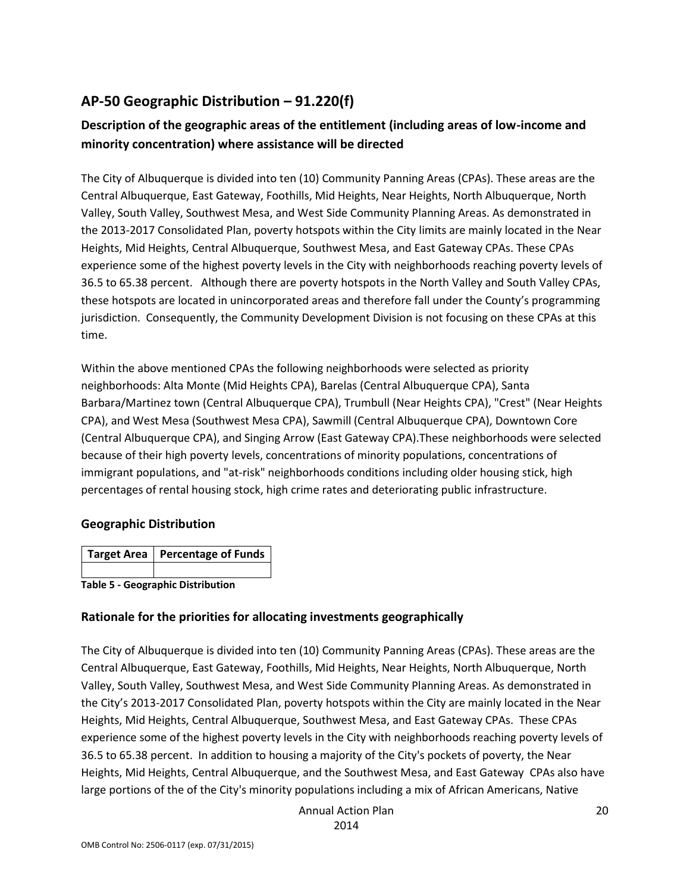## AP-50 Geographic Distribution – 91.220(f)

### Description of the geographic areas of the entitlement (including areas of low-income and minority concentration) where assistance will be directed

The City of Albuquerque is divided into ten (10) Community Panning Areas (CPAs). These areas are the Central Albuquerque, East Gateway, Foothills, Mid Heights, Near Heights, North Albuquerque, North Valley, South Valley, Southwest Mesa, and West Side Community Planning Areas. As demonstrated in the 2013-2017 Consolidated Plan, poverty hotspots within the City limits are mainly located in the Near Heights, Mid Heights, Central Albuquerque, Southwest Mesa, and East Gateway CPAs. These CPAs experience some of the highest poverty levels in the City with neighborhoods reaching poverty levels of 36.5 to 65.38 percent. Although there are poverty hotspots in the North Valley and South Valley CPAs, these hotspots are located in unincorporated areas and therefore fall under the County's programming jurisdiction. Consequently, the Community Development Division is not focusing on these CPAs at this time.

Within the above mentioned CPAs the following neighborhoods were selected as priority neighborhoods: Alta Monte (Mid Heights CPA), Barelas (Central Albuquerque CPA), Santa Barbara/Martinez town (Central Albuquerque CPA), Trumbull (Near Heights CPA), "Crest" (Near Heights CPA), and West Mesa (Southwest Mesa CPA), Sawmill (Central Albuquerque CPA), Downtown Core (Central Albuquerque CPA), and Singing Arrow (East Gateway CPA).These neighborhoods were selected because of their high poverty levels, concentrations of minority populations, concentrations of immigrant populations, and "at-risk" neighborhoods conditions including older housing stick, high percentages of rental housing stock, high crime rates and deteriorating public infrastructure.

### Geographic Distribution

| Target Area | Percentage of Funds |
|---|---|
| | |

**Table 5 - Geographic Distribution**

### Rationale for the priorities for allocating investments geographically

The City of Albuquerque is divided into ten (10) Community Panning Areas (CPAs). These areas are the Central Albuquerque, East Gateway, Foothills, Mid Heights, Near Heights, North Albuquerque, North Valley, South Valley, Southwest Mesa, and West Side Community Planning Areas. As demonstrated in the City's 2013-2017 Consolidated Plan, poverty hotspots within the City are mainly located in the Near Heights, Mid Heights, Central Albuquerque, Southwest Mesa, and East Gateway CPAs. These CPAs experience some of the highest poverty levels in the City with neighborhoods reaching poverty levels of 36.5 to 65.38 percent. In addition to housing a majority of the City's pockets of poverty, the Near Heights, Mid Heights, Central Albuquerque, and the Southwest Mesa, and East Gateway CPAs also have large portions of the of the City's minority populations including a mix of African Americans, Native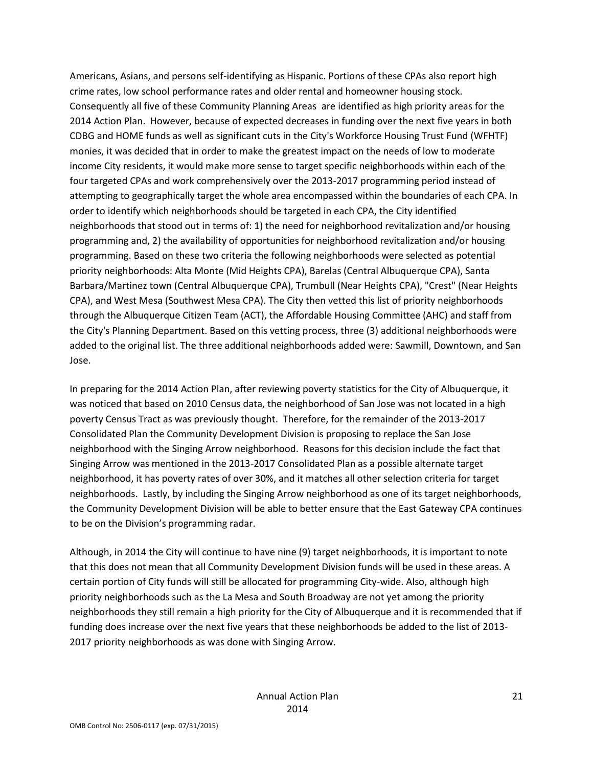Americans, Asians, and persons self-identifying as Hispanic. Portions of these CPAs also report high crime rates, low school performance rates and older rental and homeowner housing stock. Consequently all five of these Community Planning Areas are identified as high priority areas for the 2014 Action Plan. However, because of expected decreases in funding over the next five years in both CDBG and HOME funds as well as significant cuts in the City's Workforce Housing Trust Fund (WFHTF) monies, it was decided that in order to make the greatest impact on the needs of low to moderate income City residents, it would make more sense to target specific neighborhoods within each of the four targeted CPAs and work comprehensively over the 2013-2017 programming period instead of attempting to geographically target the whole area encompassed within the boundaries of each CPA. In order to identify which neighborhoods should be targeted in each CPA, the City identified neighborhoods that stood out in terms of: 1) the need for neighborhood revitalization and/or housing programming and, 2) the availability of opportunities for neighborhood revitalization and/or housing programming. Based on these two criteria the following neighborhoods were selected as potential priority neighborhoods: Alta Monte (Mid Heights CPA), Barelas (Central Albuquerque CPA), Santa Barbara/Martinez town (Central Albuquerque CPA), Trumbull (Near Heights CPA), "Crest" (Near Heights CPA), and West Mesa (Southwest Mesa CPA). The City then vetted this list of priority neighborhoods through the Albuquerque Citizen Team (ACT), the Affordable Housing Committee (AHC) and staff from the City's Planning Department. Based on this vetting process, three (3) additional neighborhoods were added to the original list. The three additional neighborhoods added were: Sawmill, Downtown, and San Jose.

In preparing for the 2014 Action Plan, after reviewing poverty statistics for the City of Albuquerque, it was noticed that based on 2010 Census data, the neighborhood of San Jose was not located in a high poverty Census Tract as was previously thought. Therefore, for the remainder of the 2013-2017 Consolidated Plan the Community Development Division is proposing to replace the San Jose neighborhood with the Singing Arrow neighborhood. Reasons for this decision include the fact that Singing Arrow was mentioned in the 2013-2017 Consolidated Plan as a possible alternate target neighborhood, it has poverty rates of over 30%, and it matches all other selection criteria for target neighborhoods. Lastly, by including the Singing Arrow neighborhood as one of its target neighborhoods, the Community Development Division will be able to better ensure that the East Gateway CPA continues to be on the Division's programming radar.

Although, in 2014 the City will continue to have nine (9) target neighborhoods, it is important to note that this does not mean that all Community Development Division funds will be used in these areas. A certain portion of City funds will still be allocated for programming City-wide. Also, although high priority neighborhoods such as the La Mesa and South Broadway are not yet among the priority neighborhoods they still remain a high priority for the City of Albuquerque and it is recommended that if funding does increase over the next five years that these neighborhoods be added to the list of 2013-2017 priority neighborhoods as was done with Singing Arrow.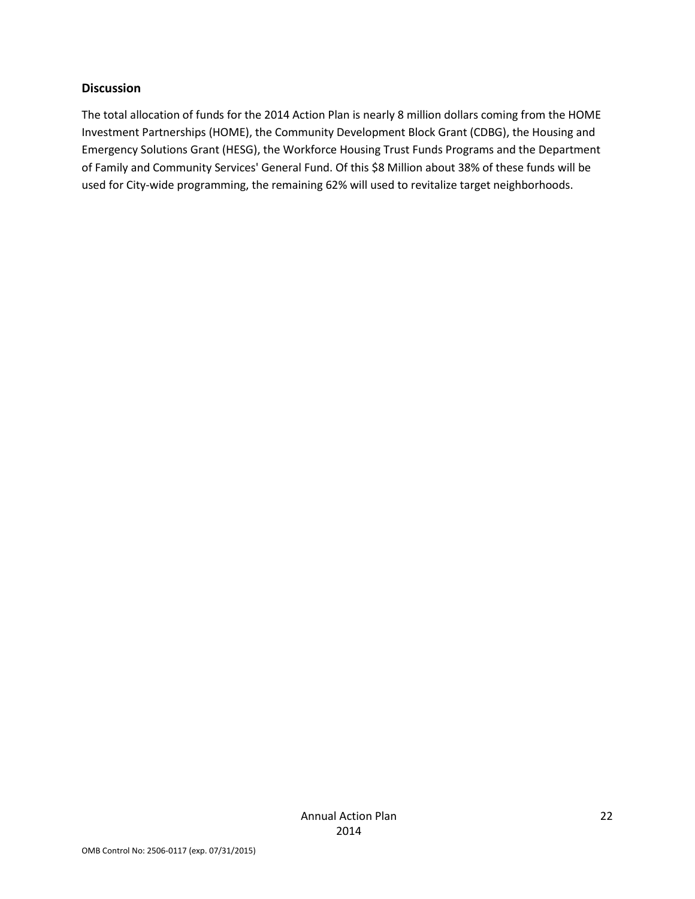## Discussion

The total allocation of funds for the 2014 Action Plan is nearly 8 million dollars coming from the HOME Investment Partnerships (HOME), the Community Development Block Grant (CDBG), the Housing and Emergency Solutions Grant (HESG), the Workforce Housing Trust Funds Programs and the Department of Family and Community Services' General Fund. Of this $8 Million about 38% of these funds will be used for City-wide programming, the remaining 62% will used to revitalize target neighborhoods.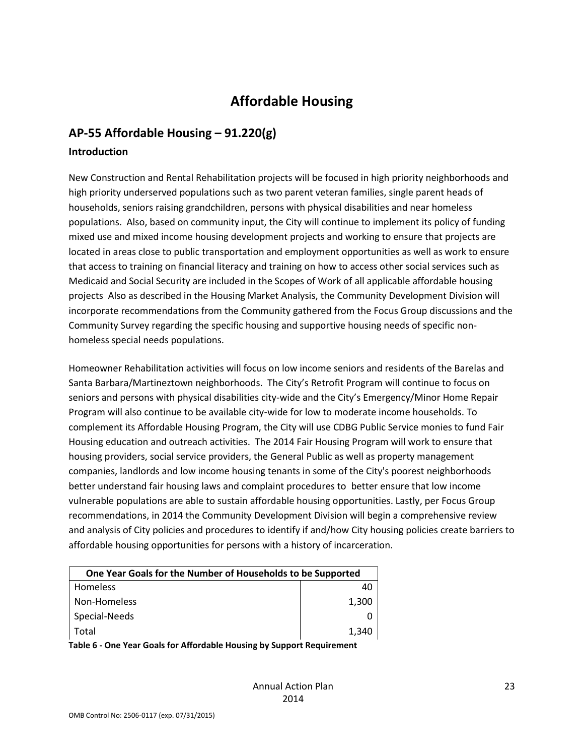# Affordable Housing

## AP-55 Affordable Housing – 91.220(g)

### Introduction

New Construction and Rental Rehabilitation projects will be focused in high priority neighborhoods and high priority underserved populations such as two parent veteran families, single parent heads of households, seniors raising grandchildren, persons with physical disabilities and near homeless populations. Also, based on community input, the City will continue to implement its policy of funding mixed use and mixed income housing development projects and working to ensure that projects are located in areas close to public transportation and employment opportunities as well as work to ensure that access to training on financial literacy and training on how to access other social services such as Medicaid and Social Security are included in the Scopes of Work of all applicable affordable housing projects Also as described in the Housing Market Analysis, the Community Development Division will incorporate recommendations from the Community gathered from the Focus Group discussions and the Community Survey regarding the specific housing and supportive housing needs of specific non-homeless special needs populations.

Homeowner Rehabilitation activities will focus on low income seniors and residents of the Barelas and Santa Barbara/Martineztown neighborhoods. The City's Retrofit Program will continue to focus on seniors and persons with physical disabilities city-wide and the City's Emergency/Minor Home Repair Program will also continue to be available city-wide for low to moderate income households. To complement its Affordable Housing Program, the City will use CDBG Public Service monies to fund Fair Housing education and outreach activities. The 2014 Fair Housing Program will work to ensure that housing providers, social service providers, the General Public as well as property management companies, landlords and low income housing tenants in some of the City's poorest neighborhoods better understand fair housing laws and complaint procedures to better ensure that low income vulnerable populations are able to sustain affordable housing opportunities. Lastly, per Focus Group recommendations, in 2014 the Community Development Division will begin a comprehensive review and analysis of City policies and procedures to identify if and/how City housing policies create barriers to affordable housing opportunities for persons with a history of incarceration.

| One Year Goals for the Number of Households to be Supported | |
|---|---|
| Homeless | 40 |
| Non-Homeless | 1,300 |
| Special-Needs | 0 |
| Total | 1,340 |

**Table 6 - One Year Goals for Affordable Housing by Support Requirement**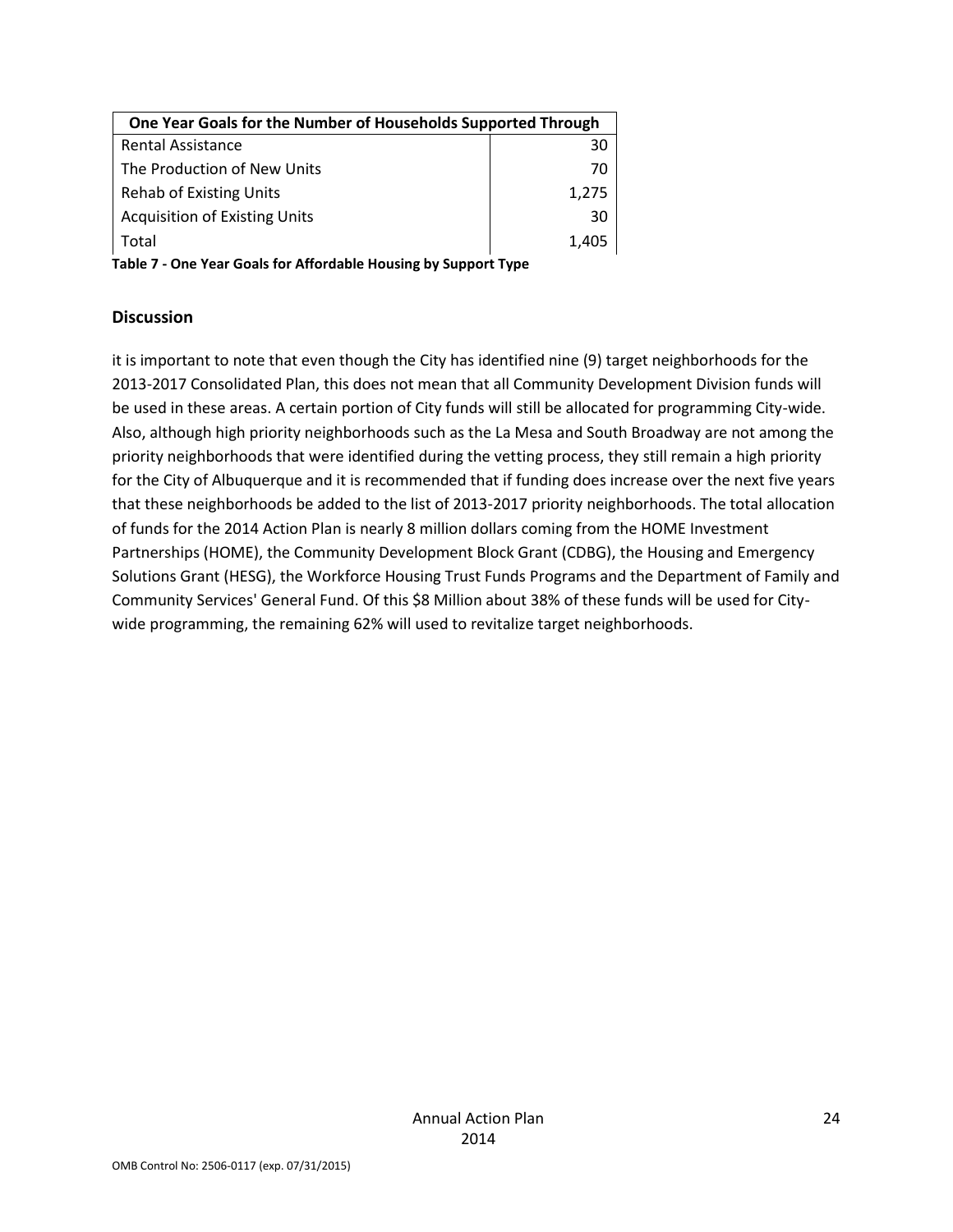| One Year Goals for the Number of Households Supported Through | |
|---|---|
| Rental Assistance | 30 |
| The Production of New Units | 70 |
| Rehab of Existing Units | 1,275 |
| Acquisition of Existing Units | 30 |
| Total | 1,405 |

**Table 7 - One Year Goals for Affordable Housing by Support Type**

## Discussion

it is important to note that even though the City has identified nine (9) target neighborhoods for the 2013-2017 Consolidated Plan, this does not mean that all Community Development Division funds will be used in these areas. A certain portion of City funds will still be allocated for programming City-wide. Also, although high priority neighborhoods such as the La Mesa and South Broadway are not among the priority neighborhoods that were identified during the vetting process, they still remain a high priority for the City of Albuquerque and it is recommended that if funding does increase over the next five years that these neighborhoods be added to the list of 2013-2017 priority neighborhoods. The total allocation of funds for the 2014 Action Plan is nearly 8 million dollars coming from the HOME Investment Partnerships (HOME), the Community Development Block Grant (CDBG), the Housing and Emergency Solutions Grant (HESG), the Workforce Housing Trust Funds Programs and the Department of Family and Community Services' General Fund. Of this $8 Million about 38% of these funds will be used for City-wide programming, the remaining 62% will used to revitalize target neighborhoods.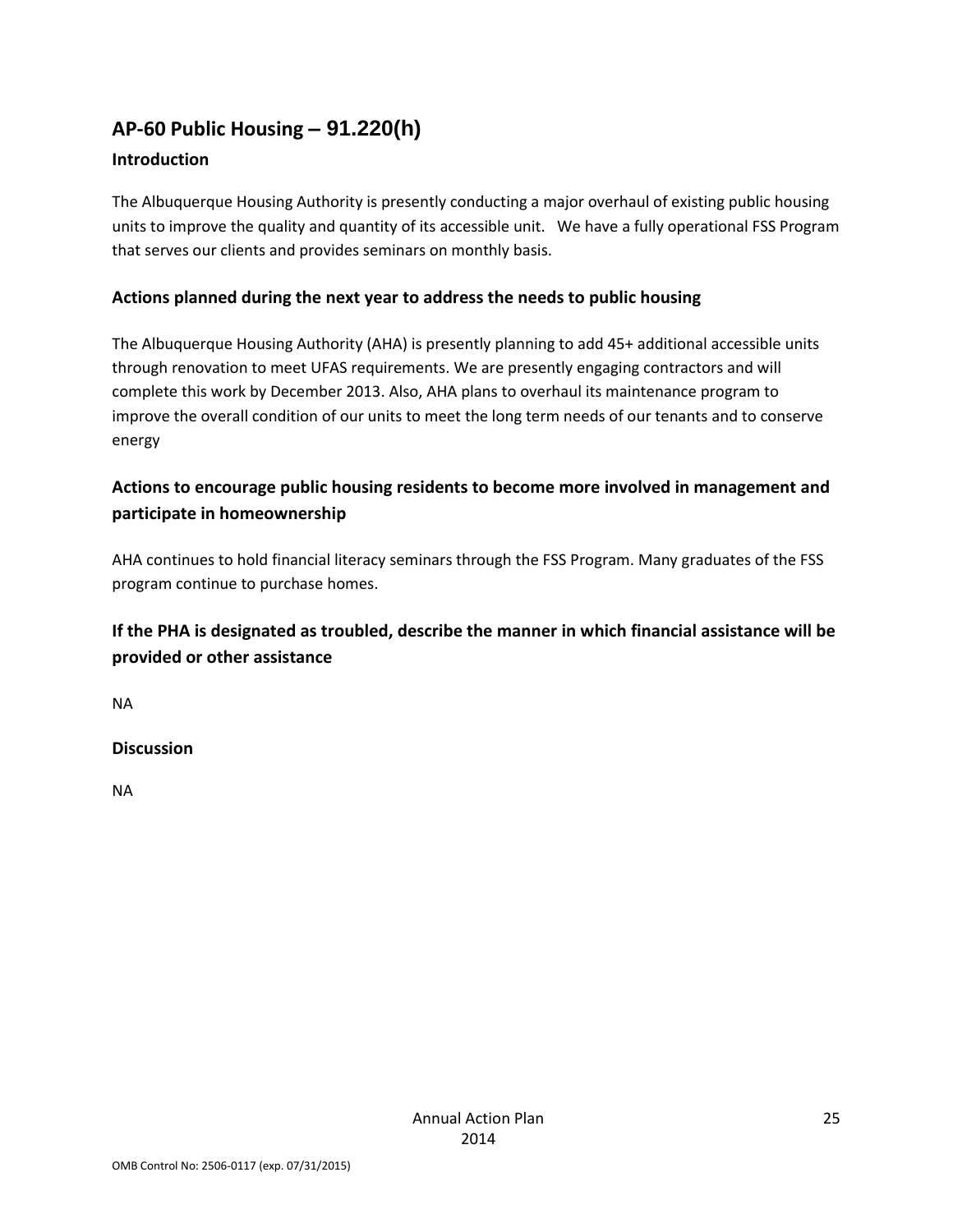## AP-60 Public Housing – 91.220(h)

### Introduction

The Albuquerque Housing Authority is presently conducting a major overhaul of existing public housing units to improve the quality and quantity of its accessible unit. We have a fully operational FSS Program that serves our clients and provides seminars on monthly basis.

### Actions planned during the next year to address the needs to public housing

The Albuquerque Housing Authority (AHA) is presently planning to add 45+ additional accessible units through renovation to meet UFAS requirements. We are presently engaging contractors and will complete this work by December 2013. Also, AHA plans to overhaul its maintenance program to improve the overall condition of our units to meet the long term needs of our tenants and to conserve energy

### Actions to encourage public housing residents to become more involved in management and participate in homeownership

AHA continues to hold financial literacy seminars through the FSS Program. Many graduates of the FSS program continue to purchase homes.

### If the PHA is designated as troubled, describe the manner in which financial assistance will be provided or other assistance

NA

### Discussion

NA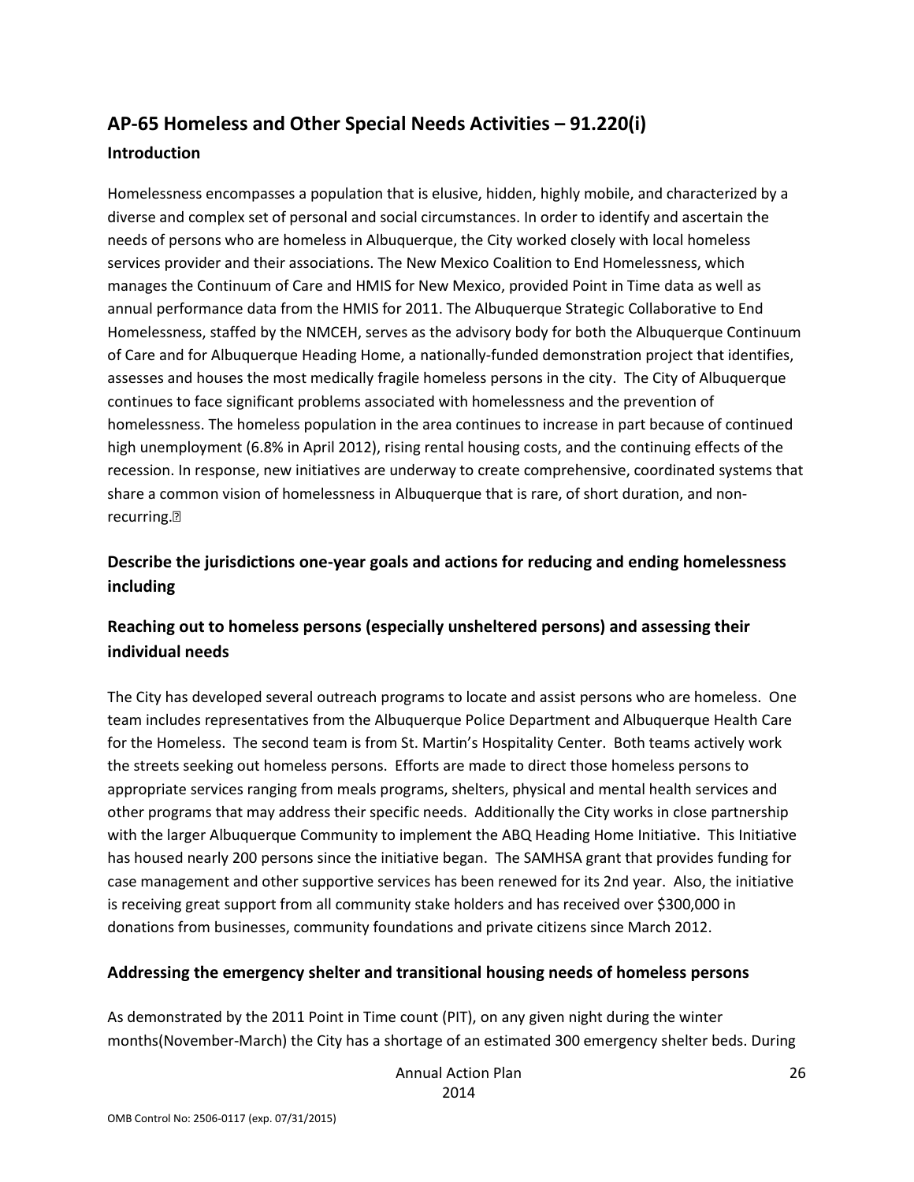## AP-65 Homeless and Other Special Needs Activities – 91.220(i)

### Introduction

Homelessness encompasses a population that is elusive, hidden, highly mobile, and characterized by a diverse and complex set of personal and social circumstances. In order to identify and ascertain the needs of persons who are homeless in Albuquerque, the City worked closely with local homeless services provider and their associations. The New Mexico Coalition to End Homelessness, which manages the Continuum of Care and HMIS for New Mexico, provided Point in Time data as well as annual performance data from the HMIS for 2011. The Albuquerque Strategic Collaborative to End Homelessness, staffed by the NMCEH, serves as the advisory body for both the Albuquerque Continuum of Care and for Albuquerque Heading Home, a nationally-funded demonstration project that identifies, assesses and houses the most medically fragile homeless persons in the city. The City of Albuquerque continues to face significant problems associated with homelessness and the prevention of homelessness. The homeless population in the area continues to increase in part because of continued high unemployment (6.8% in April 2012), rising rental housing costs, and the continuing effects of the recession. In response, new initiatives are underway to create comprehensive, coordinated systems that share a common vision of homelessness in Albuquerque that is rare, of short duration, and non-recurring.

### Describe the jurisdictions one-year goals and actions for reducing and ending homelessness including

### Reaching out to homeless persons (especially unsheltered persons) and assessing their individual needs

The City has developed several outreach programs to locate and assist persons who are homeless. One team includes representatives from the Albuquerque Police Department and Albuquerque Health Care for the Homeless. The second team is from St. Martin's Hospitality Center. Both teams actively work the streets seeking out homeless persons. Efforts are made to direct those homeless persons to appropriate services ranging from meals programs, shelters, physical and mental health services and other programs that may address their specific needs. Additionally the City works in close partnership with the larger Albuquerque Community to implement the ABQ Heading Home Initiative. This Initiative has housed nearly 200 persons since the initiative began. The SAMHSA grant that provides funding for case management and other supportive services has been renewed for its 2nd year. Also, the initiative is receiving great support from all community stake holders and has received over $300,000 in donations from businesses, community foundations and private citizens since March 2012.

### Addressing the emergency shelter and transitional housing needs of homeless persons

As demonstrated by the 2011 Point in Time count (PIT), on any given night during the winter months(November-March) the City has a shortage of an estimated 300 emergency shelter beds. During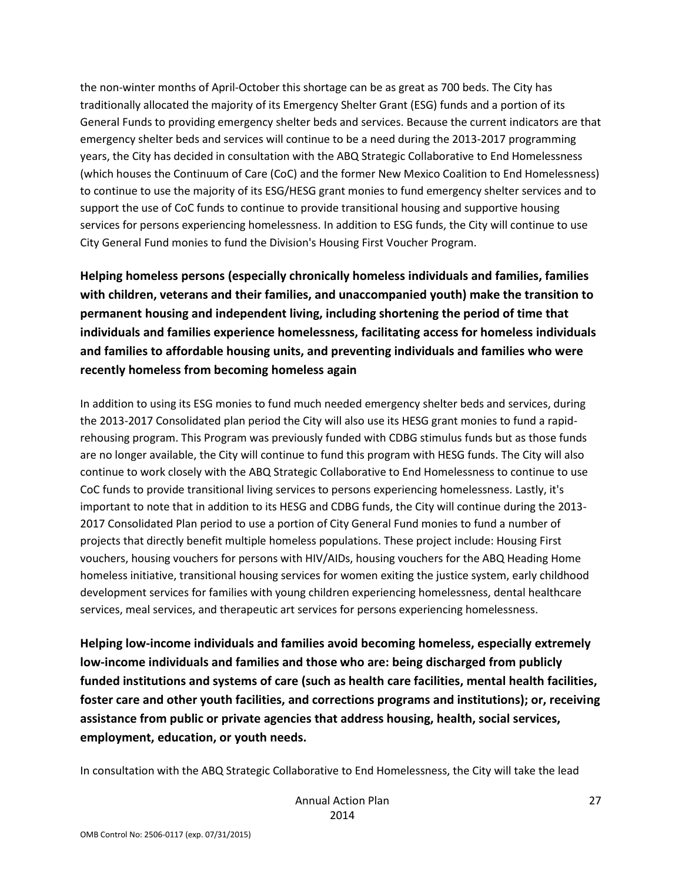the non-winter months of April-October this shortage can be as great as 700 beds. The City has traditionally allocated the majority of its Emergency Shelter Grant (ESG) funds and a portion of its General Funds to providing emergency shelter beds and services. Because the current indicators are that emergency shelter beds and services will continue to be a need during the 2013-2017 programming years, the City has decided in consultation with the ABQ Strategic Collaborative to End Homelessness (which houses the Continuum of Care (CoC) and the former New Mexico Coalition to End Homelessness) to continue to use the majority of its ESG/HESG grant monies to fund emergency shelter services and to support the use of CoC funds to continue to provide transitional housing and supportive housing services for persons experiencing homelessness. In addition to ESG funds, the City will continue to use City General Fund monies to fund the Division's Housing First Voucher Program.

**Helping homeless persons (especially chronically homeless individuals and families, families with children, veterans and their families, and unaccompanied youth) make the transition to permanent housing and independent living, including shortening the period of time that individuals and families experience homelessness, facilitating access for homeless individuals and families to affordable housing units, and preventing individuals and families who were recently homeless from becoming homeless again**

In addition to using its ESG monies to fund much needed emergency shelter beds and services, during the 2013-2017 Consolidated plan period the City will also use its HESG grant monies to fund a rapid-rehousing program. This Program was previously funded with CDBG stimulus funds but as those funds are no longer available, the City will continue to fund this program with HESG funds. The City will also continue to work closely with the ABQ Strategic Collaborative to End Homelessness to continue to use CoC funds to provide transitional living services to persons experiencing homelessness. Lastly, it's important to note that in addition to its HESG and CDBG funds, the City will continue during the 2013-2017 Consolidated Plan period to use a portion of City General Fund monies to fund a number of projects that directly benefit multiple homeless populations. These project include: Housing First vouchers, housing vouchers for persons with HIV/AIDs, housing vouchers for the ABQ Heading Home homeless initiative, transitional housing services for women exiting the justice system, early childhood development services for families with young children experiencing homelessness, dental healthcare services, meal services, and therapeutic art services for persons experiencing homelessness.

**Helping low-income individuals and families avoid becoming homeless, especially extremely low-income individuals and families and those who are: being discharged from publicly funded institutions and systems of care (such as health care facilities, mental health facilities, foster care and other youth facilities, and corrections programs and institutions); or, receiving assistance from public or private agencies that address housing, health, social services, employment, education, or youth needs.**

In consultation with the ABQ Strategic Collaborative to End Homelessness, the City will take the lead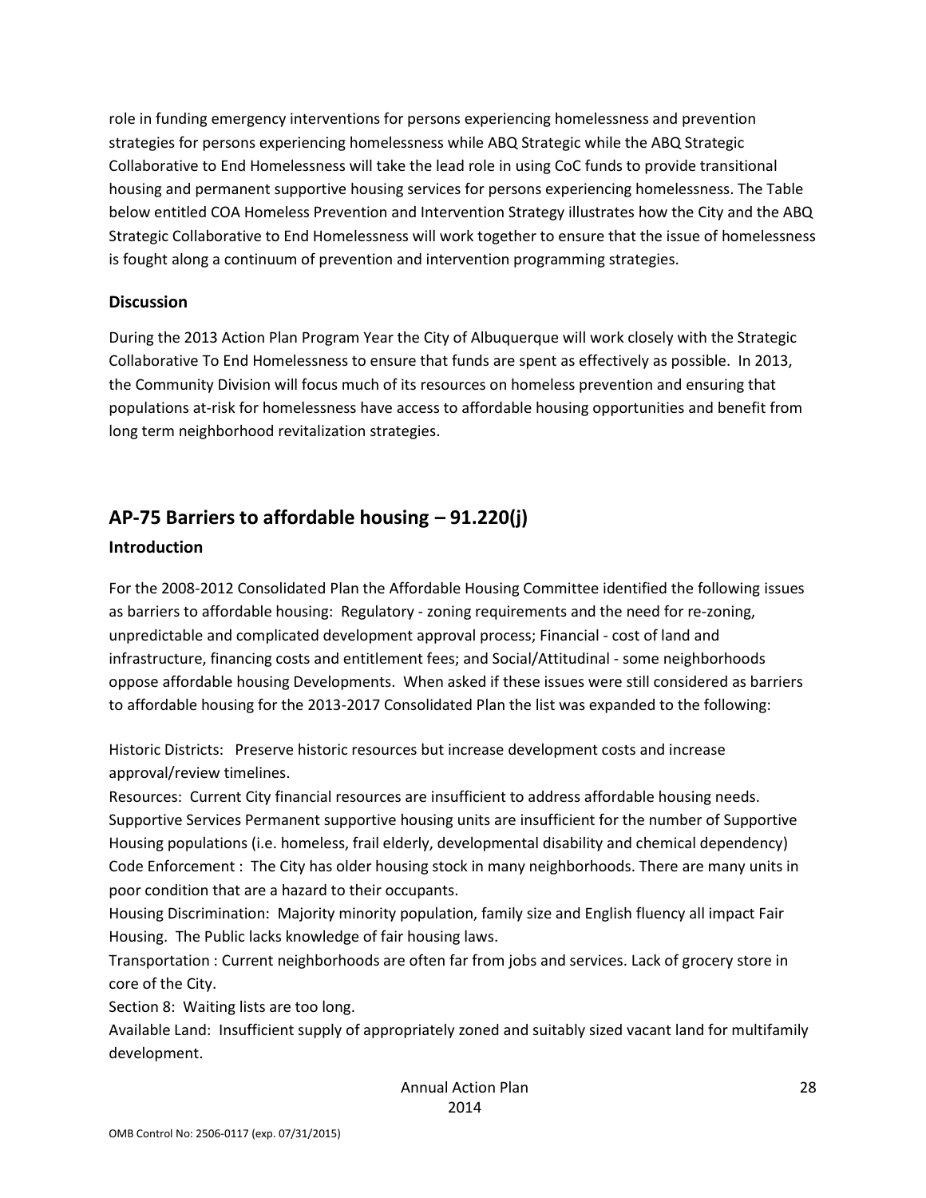role in funding emergency interventions for persons experiencing homelessness and prevention strategies for persons experiencing homelessness while ABQ Strategic while the ABQ Strategic Collaborative to End Homelessness will take the lead role in using CoC funds to provide transitional housing and permanent supportive housing services for persons experiencing homelessness. The Table below entitled COA Homeless Prevention and Intervention Strategy illustrates how the City and the ABQ Strategic Collaborative to End Homelessness will work together to ensure that the issue of homelessness is fought along a continuum of prevention and intervention programming strategies.

### Discussion

During the 2013 Action Plan Program Year the City of Albuquerque will work closely with the Strategic Collaborative To End Homelessness to ensure that funds are spent as effectively as possible. In 2013, the Community Division will focus much of its resources on homeless prevention and ensuring that populations at-risk for homelessness have access to affordable housing opportunities and benefit from long term neighborhood revitalization strategies.

## AP-75 Barriers to affordable housing – 91.220(j)

### Introduction

For the 2008-2012 Consolidated Plan the Affordable Housing Committee identified the following issues as barriers to affordable housing: Regulatory - zoning requirements and the need for re-zoning, unpredictable and complicated development approval process; Financial - cost of land and infrastructure, financing costs and entitlement fees; and Social/Attitudinal - some neighborhoods oppose affordable housing Developments. When asked if these issues were still considered as barriers to affordable housing for the 2013-2017 Consolidated Plan the list was expanded to the following:

Historic Districts: Preserve historic resources but increase development costs and increase approval/review timelines.
Resources: Current City financial resources are insufficient to address affordable housing needs.
Supportive Services Permanent supportive housing units are insufficient for the number of Supportive Housing populations (i.e. homeless, frail elderly, developmental disability and chemical dependency)
Code Enforcement : The City has older housing stock in many neighborhoods. There are many units in poor condition that are a hazard to their occupants.
Housing Discrimination: Majority minority population, family size and English fluency all impact Fair Housing. The Public lacks knowledge of fair housing laws.
Transportation : Current neighborhoods are often far from jobs and services. Lack of grocery store in core of the City.
Section 8: Waiting lists are too long.
Available Land: Insufficient supply of appropriately zoned and suitably sized vacant land for multifamily development.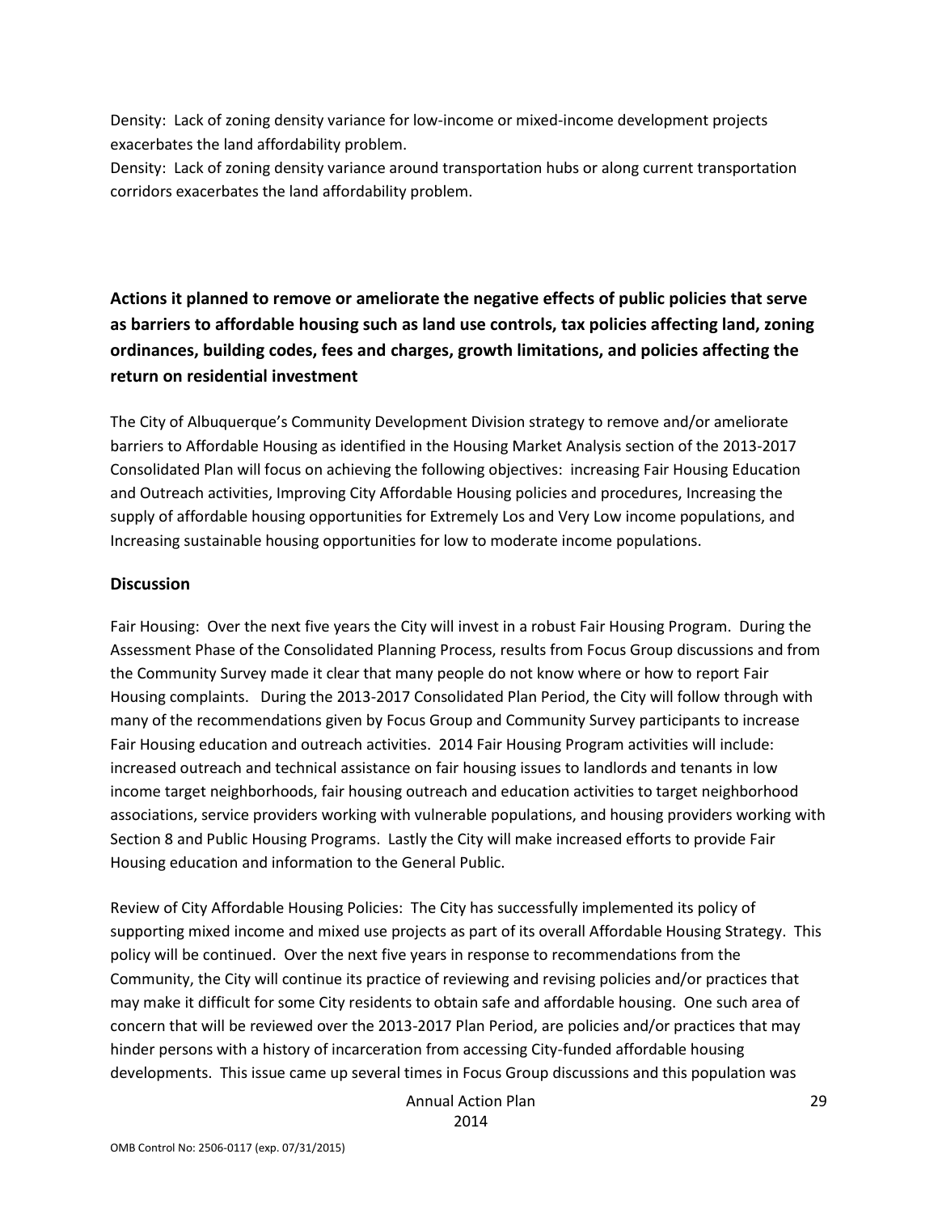Density: Lack of zoning density variance for low-income or mixed-income development projects exacerbates the land affordability problem.
Density: Lack of zoning density variance around transportation hubs or along current transportation corridors exacerbates the land affordability problem.

## Actions it planned to remove or ameliorate the negative effects of public policies that serve as barriers to affordable housing such as land use controls, tax policies affecting land, zoning ordinances, building codes, fees and charges, growth limitations, and policies affecting the return on residential investment

The City of Albuquerque's Community Development Division strategy to remove and/or ameliorate barriers to Affordable Housing as identified in the Housing Market Analysis section of the 2013-2017 Consolidated Plan will focus on achieving the following objectives: increasing Fair Housing Education and Outreach activities, Improving City Affordable Housing policies and procedures, Increasing the supply of affordable housing opportunities for Extremely Los and Very Low income populations, and Increasing sustainable housing opportunities for low to moderate income populations.

### Discussion

Fair Housing: Over the next five years the City will invest in a robust Fair Housing Program. During the Assessment Phase of the Consolidated Planning Process, results from Focus Group discussions and from the Community Survey made it clear that many people do not know where or how to report Fair Housing complaints. During the 2013-2017 Consolidated Plan Period, the City will follow through with many of the recommendations given by Focus Group and Community Survey participants to increase Fair Housing education and outreach activities. 2014 Fair Housing Program activities will include: increased outreach and technical assistance on fair housing issues to landlords and tenants in low income target neighborhoods, fair housing outreach and education activities to target neighborhood associations, service providers working with vulnerable populations, and housing providers working with Section 8 and Public Housing Programs. Lastly the City will make increased efforts to provide Fair Housing education and information to the General Public.

Review of City Affordable Housing Policies: The City has successfully implemented its policy of supporting mixed income and mixed use projects as part of its overall Affordable Housing Strategy. This policy will be continued. Over the next five years in response to recommendations from the Community, the City will continue its practice of reviewing and revising policies and/or practices that may make it difficult for some City residents to obtain safe and affordable housing. One such area of concern that will be reviewed over the 2013-2017 Plan Period, are policies and/or practices that may hinder persons with a history of incarceration from accessing City-funded affordable housing developments. This issue came up several times in Focus Group discussions and this population was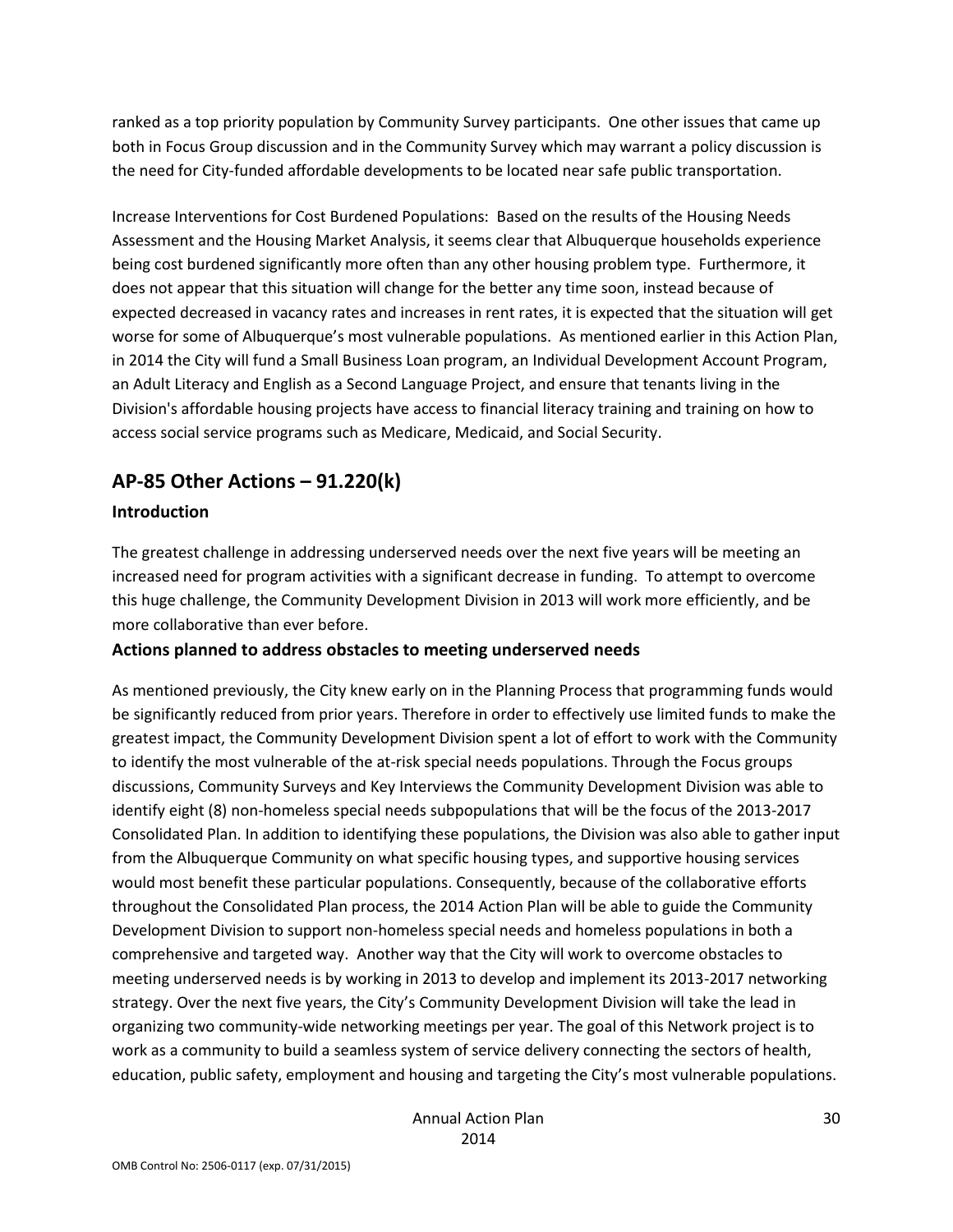ranked as a top priority population by Community Survey participants. One other issues that came up both in Focus Group discussion and in the Community Survey which may warrant a policy discussion is the need for City-funded affordable developments to be located near safe public transportation.

Increase Interventions for Cost Burdened Populations: Based on the results of the Housing Needs Assessment and the Housing Market Analysis, it seems clear that Albuquerque households experience being cost burdened significantly more often than any other housing problem type. Furthermore, it does not appear that this situation will change for the better any time soon, instead because of expected decreased in vacancy rates and increases in rent rates, it is expected that the situation will get worse for some of Albuquerque's most vulnerable populations. As mentioned earlier in this Action Plan, in 2014 the City will fund a Small Business Loan program, an Individual Development Account Program, an Adult Literacy and English as a Second Language Project, and ensure that tenants living in the Division's affordable housing projects have access to financial literacy training and training on how to access social service programs such as Medicare, Medicaid, and Social Security.

## AP-85 Other Actions – 91.220(k)

### Introduction

The greatest challenge in addressing underserved needs over the next five years will be meeting an increased need for program activities with a significant decrease in funding. To attempt to overcome this huge challenge, the Community Development Division in 2013 will work more efficiently, and be more collaborative than ever before.

### Actions planned to address obstacles to meeting underserved needs

As mentioned previously, the City knew early on in the Planning Process that programming funds would be significantly reduced from prior years. Therefore in order to effectively use limited funds to make the greatest impact, the Community Development Division spent a lot of effort to work with the Community to identify the most vulnerable of the at-risk special needs populations. Through the Focus groups discussions, Community Surveys and Key Interviews the Community Development Division was able to identify eight (8) non-homeless special needs subpopulations that will be the focus of the 2013-2017 Consolidated Plan. In addition to identifying these populations, the Division was also able to gather input from the Albuquerque Community on what specific housing types, and supportive housing services would most benefit these particular populations. Consequently, because of the collaborative efforts throughout the Consolidated Plan process, the 2014 Action Plan will be able to guide the Community Development Division to support non-homeless special needs and homeless populations in both a comprehensive and targeted way. Another way that the City will work to overcome obstacles to meeting underserved needs is by working in 2013 to develop and implement its 2013-2017 networking strategy. Over the next five years, the City's Community Development Division will take the lead in organizing two community-wide networking meetings per year. The goal of this Network project is to work as a community to build a seamless system of service delivery connecting the sectors of health, education, public safety, employment and housing and targeting the City's most vulnerable populations.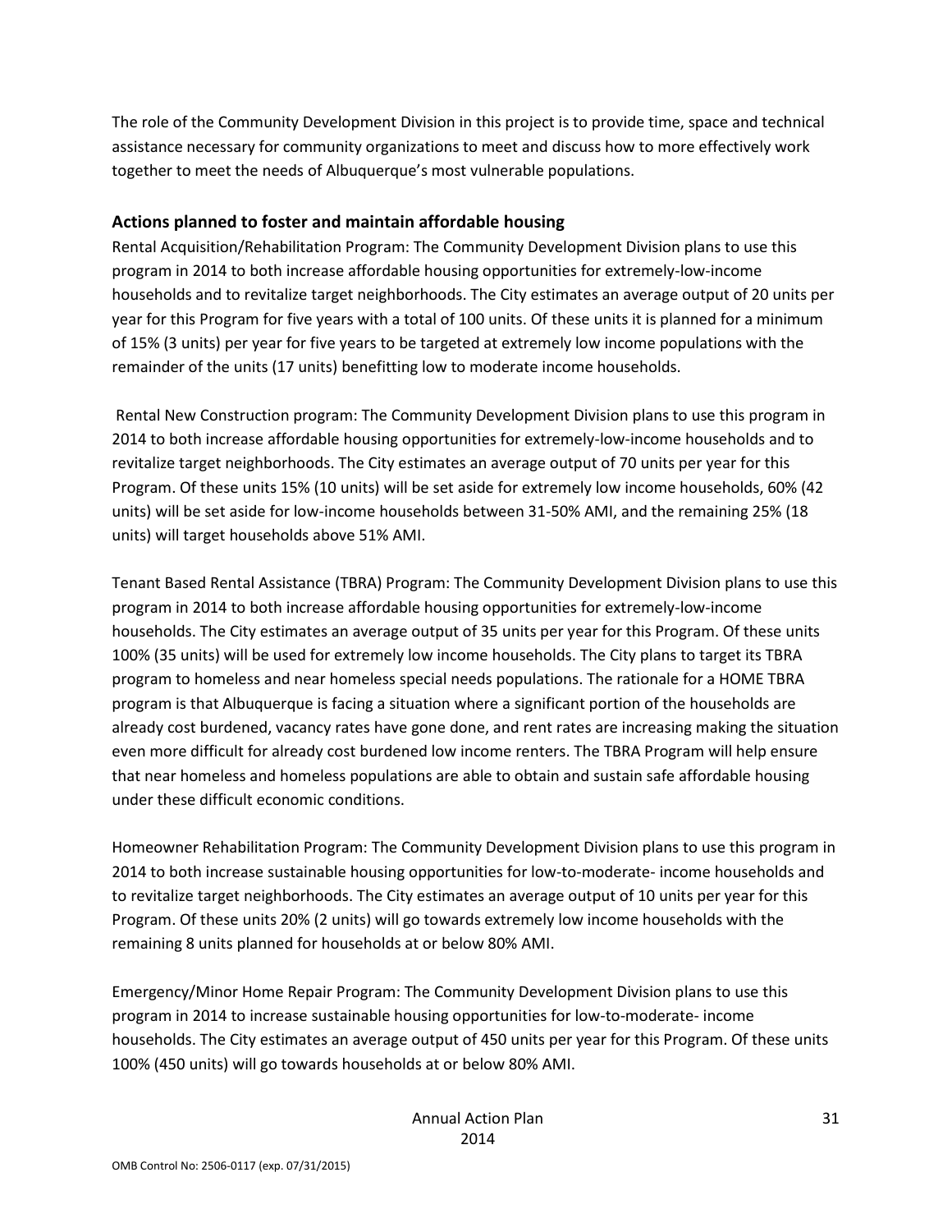The role of the Community Development Division in this project is to provide time, space and technical assistance necessary for community organizations to meet and discuss how to more effectively work together to meet the needs of Albuquerque's most vulnerable populations.

### Actions planned to foster and maintain affordable housing

Rental Acquisition/Rehabilitation Program: The Community Development Division plans to use this program in 2014 to both increase affordable housing opportunities for extremely-low-income households and to revitalize target neighborhoods. The City estimates an average output of 20 units per year for this Program for five years with a total of 100 units. Of these units it is planned for a minimum of 15% (3 units) per year for five years to be targeted at extremely low income populations with the remainder of the units (17 units) benefitting low to moderate income households.

Rental New Construction program: The Community Development Division plans to use this program in 2014 to both increase affordable housing opportunities for extremely-low-income households and to revitalize target neighborhoods. The City estimates an average output of 70 units per year for this Program. Of these units 15% (10 units) will be set aside for extremely low income households, 60% (42 units) will be set aside for low-income households between 31-50% AMI, and the remaining 25% (18 units) will target households above 51% AMI.

Tenant Based Rental Assistance (TBRA) Program: The Community Development Division plans to use this program in 2014 to both increase affordable housing opportunities for extremely-low-income households. The City estimates an average output of 35 units per year for this Program. Of these units 100% (35 units) will be used for extremely low income households. The City plans to target its TBRA program to homeless and near homeless special needs populations. The rationale for a HOME TBRA program is that Albuquerque is facing a situation where a significant portion of the households are already cost burdened, vacancy rates have gone done, and rent rates are increasing making the situation even more difficult for already cost burdened low income renters. The TBRA Program will help ensure that near homeless and homeless populations are able to obtain and sustain safe affordable housing under these difficult economic conditions.

Homeowner Rehabilitation Program: The Community Development Division plans to use this program in 2014 to both increase sustainable housing opportunities for low-to-moderate- income households and to revitalize target neighborhoods. The City estimates an average output of 10 units per year for this Program. Of these units 20% (2 units) will go towards extremely low income households with the remaining 8 units planned for households at or below 80% AMI.

Emergency/Minor Home Repair Program: The Community Development Division plans to use this program in 2014 to increase sustainable housing opportunities for low-to-moderate- income households. The City estimates an average output of 450 units per year for this Program. Of these units 100% (450 units) will go towards households at or below 80% AMI.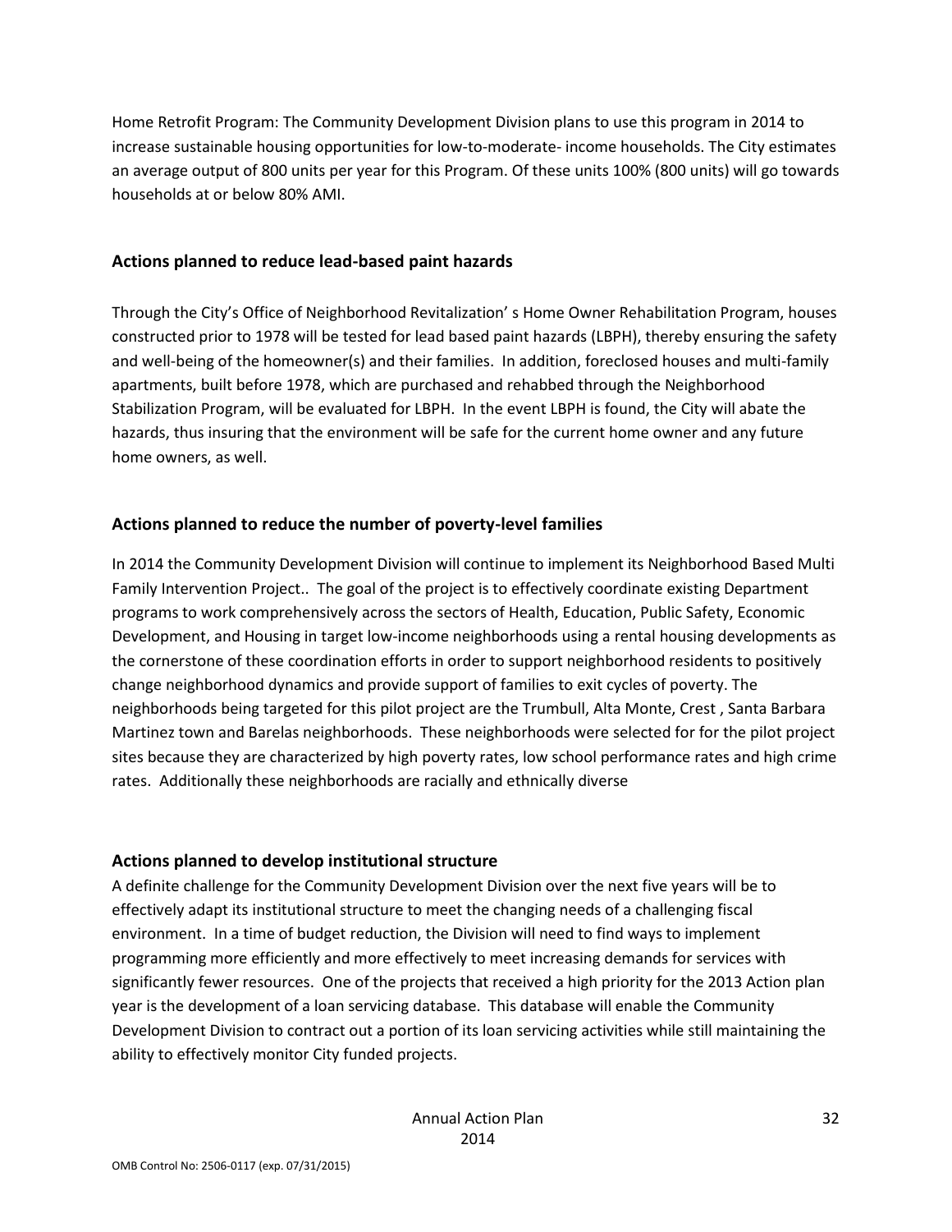Home Retrofit Program: The Community Development Division plans to use this program in 2014 to increase sustainable housing opportunities for low-to-moderate- income households. The City estimates an average output of 800 units per year for this Program. Of these units 100% (800 units) will go towards households at or below 80% AMI.

### Actions planned to reduce lead-based paint hazards

Through the City's Office of Neighborhood Revitalization' s Home Owner Rehabilitation Program, houses constructed prior to 1978 will be tested for lead based paint hazards (LBPH), thereby ensuring the safety and well-being of the homeowner(s) and their families. In addition, foreclosed houses and multi-family apartments, built before 1978, which are purchased and rehabbed through the Neighborhood Stabilization Program, will be evaluated for LBPH. In the event LBPH is found, the City will abate the hazards, thus insuring that the environment will be safe for the current home owner and any future home owners, as well.

### Actions planned to reduce the number of poverty-level families

In 2014 the Community Development Division will continue to implement its Neighborhood Based Multi Family Intervention Project.. The goal of the project is to effectively coordinate existing Department programs to work comprehensively across the sectors of Health, Education, Public Safety, Economic Development, and Housing in target low-income neighborhoods using a rental housing developments as the cornerstone of these coordination efforts in order to support neighborhood residents to positively change neighborhood dynamics and provide support of families to exit cycles of poverty. The neighborhoods being targeted for this pilot project are the Trumbull, Alta Monte, Crest , Santa Barbara Martinez town and Barelas neighborhoods. These neighborhoods were selected for for the pilot project sites because they are characterized by high poverty rates, low school performance rates and high crime rates. Additionally these neighborhoods are racially and ethnically diverse

### Actions planned to develop institutional structure

A definite challenge for the Community Development Division over the next five years will be to effectively adapt its institutional structure to meet the changing needs of a challenging fiscal environment. In a time of budget reduction, the Division will need to find ways to implement programming more efficiently and more effectively to meet increasing demands for services with significantly fewer resources. One of the projects that received a high priority for the 2013 Action plan year is the development of a loan servicing database. This database will enable the Community Development Division to contract out a portion of its loan servicing activities while still maintaining the ability to effectively monitor City funded projects.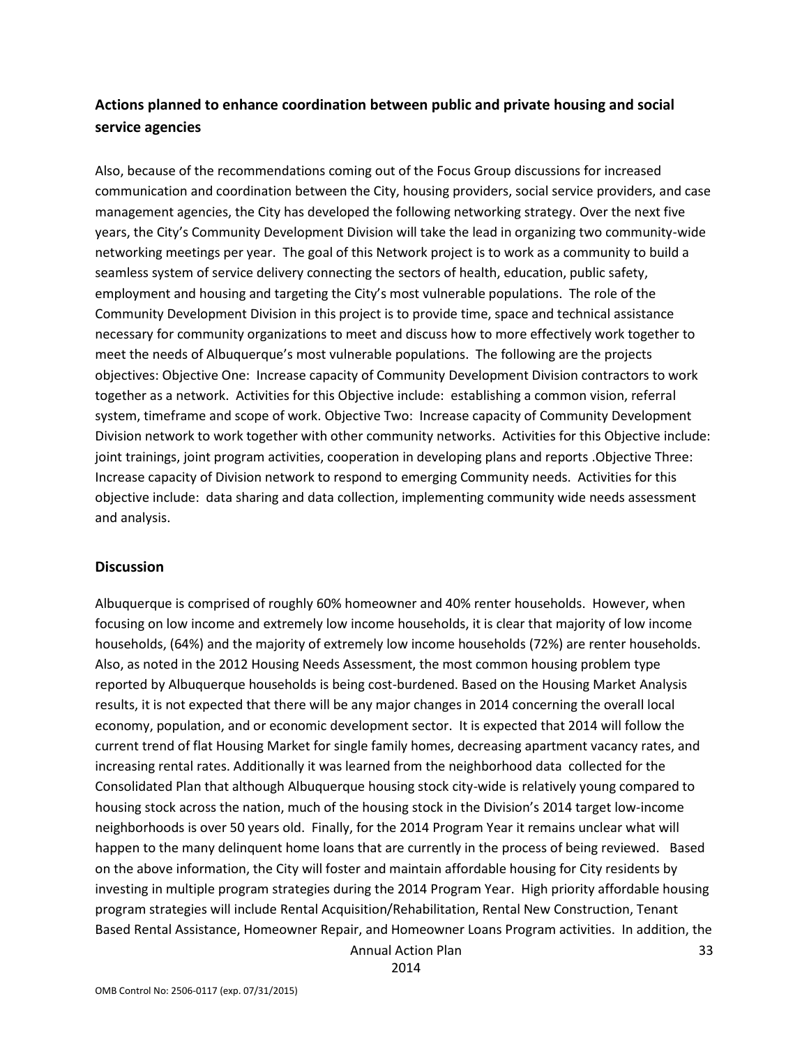## Actions planned to enhance coordination between public and private housing and social service agencies

Also, because of the recommendations coming out of the Focus Group discussions for increased communication and coordination between the City, housing providers, social service providers, and case management agencies, the City has developed the following networking strategy. Over the next five years, the City's Community Development Division will take the lead in organizing two community-wide networking meetings per year. The goal of this Network project is to work as a community to build a seamless system of service delivery connecting the sectors of health, education, public safety, employment and housing and targeting the City's most vulnerable populations. The role of the Community Development Division in this project is to provide time, space and technical assistance necessary for community organizations to meet and discuss how to more effectively work together to meet the needs of Albuquerque's most vulnerable populations. The following are the projects objectives: Objective One: Increase capacity of Community Development Division contractors to work together as a network. Activities for this Objective include: establishing a common vision, referral system, timeframe and scope of work. Objective Two: Increase capacity of Community Development Division network to work together with other community networks. Activities for this Objective include: joint trainings, joint program activities, cooperation in developing plans and reports .Objective Three: Increase capacity of Division network to respond to emerging Community needs. Activities for this objective include: data sharing and data collection, implementing community wide needs assessment and analysis.

## Discussion

Albuquerque is comprised of roughly 60% homeowner and 40% renter households. However, when focusing on low income and extremely low income households, it is clear that majority of low income households, (64%) and the majority of extremely low income households (72%) are renter households. Also, as noted in the 2012 Housing Needs Assessment, the most common housing problem type reported by Albuquerque households is being cost-burdened. Based on the Housing Market Analysis results, it is not expected that there will be any major changes in 2014 concerning the overall local economy, population, and or economic development sector. It is expected that 2014 will follow the current trend of flat Housing Market for single family homes, decreasing apartment vacancy rates, and increasing rental rates. Additionally it was learned from the neighborhood data collected for the Consolidated Plan that although Albuquerque housing stock city-wide is relatively young compared to housing stock across the nation, much of the housing stock in the Division's 2014 target low-income neighborhoods is over 50 years old. Finally, for the 2014 Program Year it remains unclear what will happen to the many delinquent home loans that are currently in the process of being reviewed. Based on the above information, the City will foster and maintain affordable housing for City residents by investing in multiple program strategies during the 2014 Program Year. High priority affordable housing program strategies will include Rental Acquisition/Rehabilitation, Rental New Construction, Tenant Based Rental Assistance, Homeowner Repair, and Homeowner Loans Program activities. In addition, the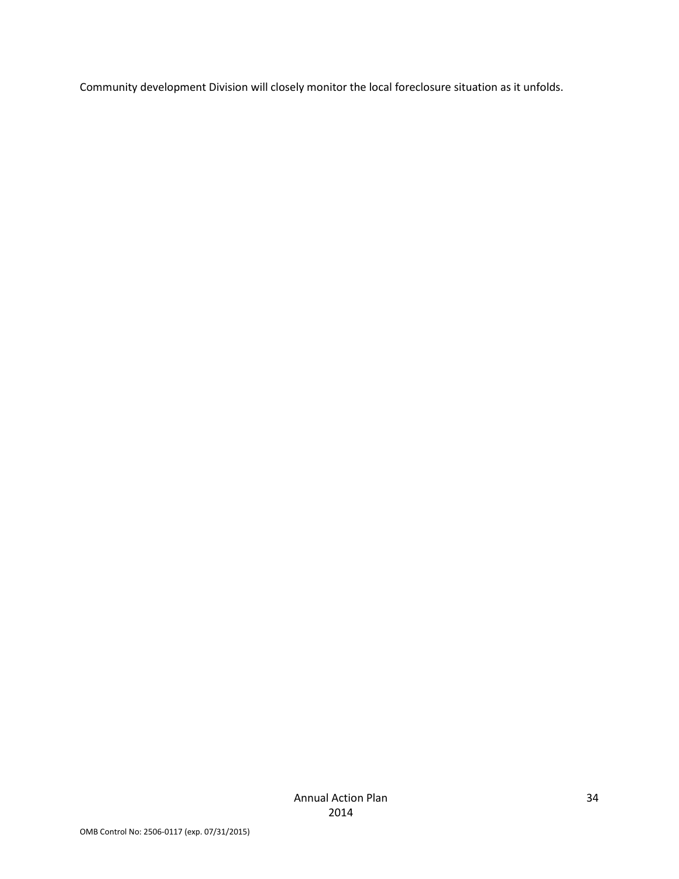Community development Division will closely monitor the local foreclosure situation as it unfolds.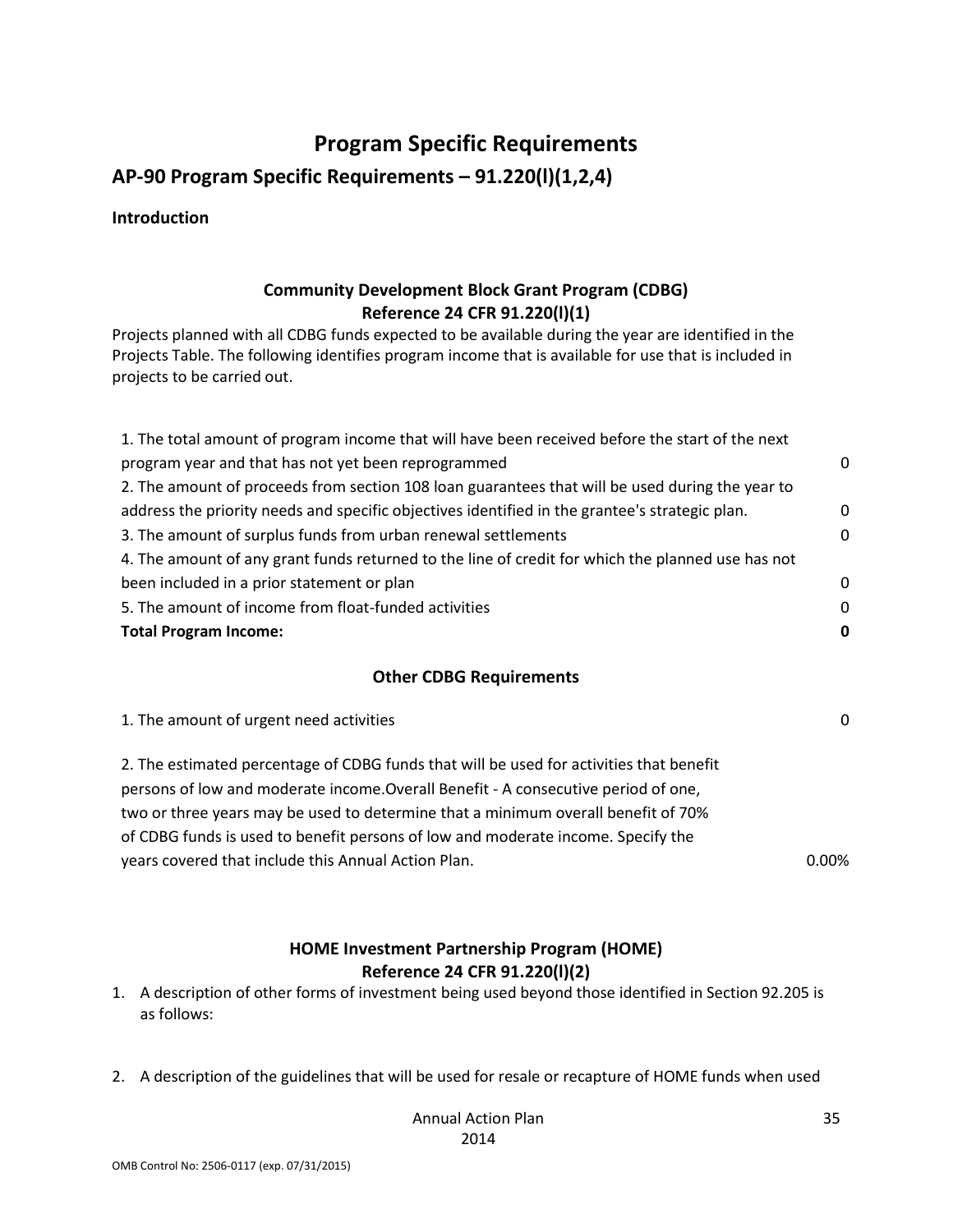# Program Specific Requirements

## AP-90 Program Specific Requirements – 91.220(l)(1,2,4)

**Introduction**

### Community Development Block Grant Program (CDBG)
### Reference 24 CFR 91.220(l)(1)

Projects planned with all CDBG funds expected to be available during the year are identified in the Projects Table. The following identifies program income that is available for use that is included in projects to be carried out.

| | |
|---|---|
| 1. The total amount of program income that will have been received before the start of the next program year and that has not yet been reprogrammed | 0 |
| 2. The amount of proceeds from section 108 loan guarantees that will be used during the year to address the priority needs and specific objectives identified in the grantee's strategic plan. | 0 |
| 3. The amount of surplus funds from urban renewal settlements | 0 |
| 4. The amount of any grant funds returned to the line of credit for which the planned use has not been included in a prior statement or plan | 0 |
| 5. The amount of income from float-funded activities | 0 |
| **Total Program Income:** | **0** |

### Other CDBG Requirements

| | |
|---|---|
| 1. The amount of urgent need activities | 0 |
| 2. The estimated percentage of CDBG funds that will be used for activities that benefit persons of low and moderate income.Overall Benefit - A consecutive period of one, two or three years may be used to determine that a minimum overall benefit of 70% of CDBG funds is used to benefit persons of low and moderate income. Specify the years covered that include this Annual Action Plan. | 0.00% |

### HOME Investment Partnership Program (HOME)
### Reference 24 CFR 91.220(l)(2)

1. A description of other forms of investment being used beyond those identified in Section 92.205 is as follows:

2. A description of the guidelines that will be used for resale or recapture of HOME funds when used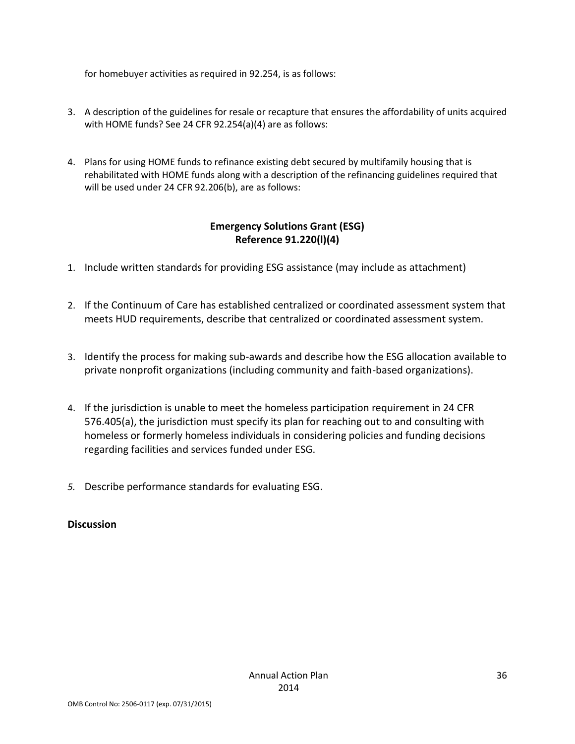for homebuyer activities as required in 92.254, is as follows:

3. A description of the guidelines for resale or recapture that ensures the affordability of units acquired with HOME funds? See 24 CFR 92.254(a)(4) are as follows:

4. Plans for using HOME funds to refinance existing debt secured by multifamily housing that is rehabilitated with HOME funds along with a description of the refinancing guidelines required that will be used under 24 CFR 92.206(b), are as follows:

## Emergency Solutions Grant (ESG)
## Reference 91.220(l)(4)

1. Include written standards for providing ESG assistance (may include as attachment)

2. If the Continuum of Care has established centralized or coordinated assessment system that meets HUD requirements, describe that centralized or coordinated assessment system.

3. Identify the process for making sub-awards and describe how the ESG allocation available to private nonprofit organizations (including community and faith-based organizations).

4. If the jurisdiction is unable to meet the homeless participation requirement in 24 CFR 576.405(a), the jurisdiction must specify its plan for reaching out to and consulting with homeless or formerly homeless individuals in considering policies and funding decisions regarding facilities and services funded under ESG.

5. Describe performance standards for evaluating ESG.

**Discussion**